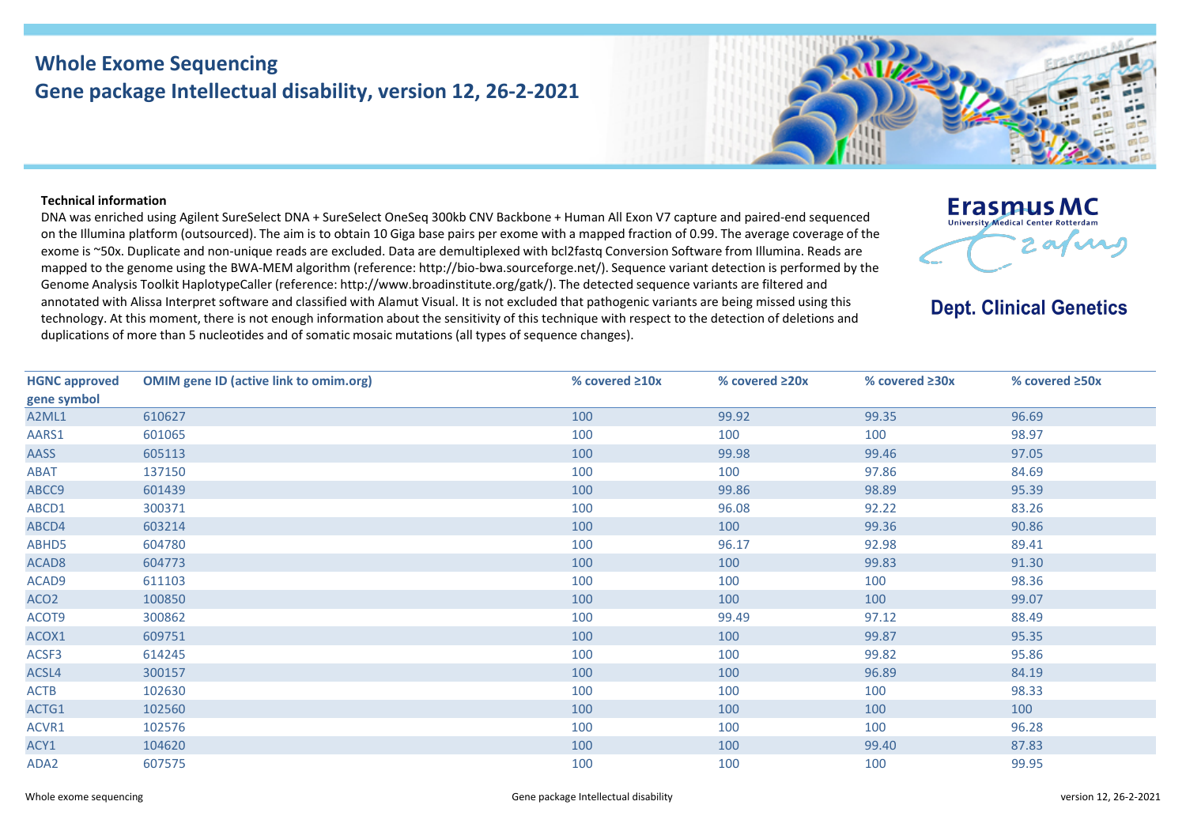# Whole Exome Sequencing

## Gene package Intellectual disability, version 12, 26-2-2021

Erasmus MC
University Medical Center Rotterdam

**Dept. Clinical Genetics**

**Technical information**

DNA was enriched using Agilent SureSelect DNA + SureSelect OneSeq 300kb CNV Backbone + Human All Exon V7 capture and paired-end sequenced on the Illumina platform (outsourced). The aim is to obtain 10 Giga base pairs per exome with a mapped fraction of 0.99. The average coverage of the exome is ~50x. Duplicate and non-unique reads are excluded. Data are demultiplexed with bcl2fastq Conversion Software from Illumina. Reads are mapped to the genome using the BWA-MEM algorithm (reference: http://bio-bwa.sourceforge.net/). Sequence variant detection is performed by the Genome Analysis Toolkit HaplotypeCaller (reference: http://www.broadinstitute.org/gatk/). The detected sequence variants are filtered and annotated with Alissa Interpret software and classified with Alamut Visual. It is not excluded that pathogenic variants are being missed using this technology. At this moment, there is not enough information about the sensitivity of this technique with respect to the detection of deletions and duplications of more than 5 nucleotides and of somatic mosaic mutations (all types of sequence changes).

| HGNC approved gene symbol | OMIM gene ID (active link to omim.org) | % covered ≥10x | % covered ≥20x | % covered ≥30x | % covered ≥50x |
|---|---|---|---|---|---|
| A2ML1 | 610627 | 100 | 99.92 | 99.35 | 96.69 |
| AARS1 | 601065 | 100 | 100 | 100 | 98.97 |
| AASS | 605113 | 100 | 99.98 | 99.46 | 97.05 |
| ABAT | 137150 | 100 | 100 | 97.86 | 84.69 |
| ABCC9 | 601439 | 100 | 99.86 | 98.89 | 95.39 |
| ABCD1 | 300371 | 100 | 96.08 | 92.22 | 83.26 |
| ABCD4 | 603214 | 100 | 100 | 99.36 | 90.86 |
| ABHD5 | 604780 | 100 | 96.17 | 92.98 | 89.41 |
| ACAD8 | 604773 | 100 | 100 | 99.83 | 91.30 |
| ACAD9 | 611103 | 100 | 100 | 100 | 98.36 |
| ACO2 | 100850 | 100 | 100 | 100 | 99.07 |
| ACOT9 | 300862 | 100 | 99.49 | 97.12 | 88.49 |
| ACOX1 | 609751 | 100 | 100 | 99.87 | 95.35 |
| ACSF3 | 614245 | 100 | 100 | 99.82 | 95.86 |
| ACSL4 | 300157 | 100 | 100 | 96.89 | 84.19 |
| ACTB | 102630 | 100 | 100 | 100 | 98.33 |
| ACTG1 | 102560 | 100 | 100 | 100 | 100 |
| ACVR1 | 102576 | 100 | 100 | 100 | 96.28 |
| ACY1 | 104620 | 100 | 100 | 99.40 | 87.83 |
| ADA2 | 607575 | 100 | 100 | 100 | 99.95 |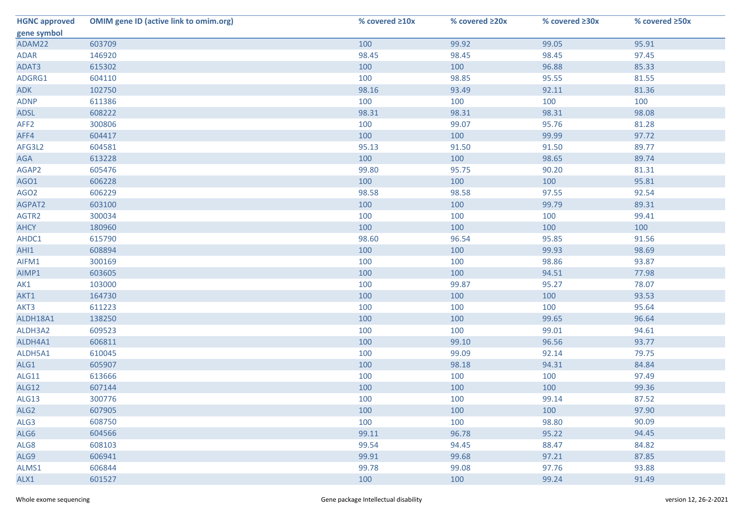| HGNC approved gene symbol | OMIM gene ID (active link to omim.org) | % covered ≥10x | % covered ≥20x | % covered ≥30x | % covered ≥50x |
|---|---|---|---|---|---|
| ADAM22 | 603709 | 100 | 99.92 | 99.05 | 95.91 |
| ADAR | 146920 | 98.45 | 98.45 | 98.45 | 97.45 |
| ADAT3 | 615302 | 100 | 100 | 96.88 | 85.33 |
| ADGRG1 | 604110 | 100 | 98.85 | 95.55 | 81.55 |
| ADK | 102750 | 98.16 | 93.49 | 92.11 | 81.36 |
| ADNP | 611386 | 100 | 100 | 100 | 100 |
| ADSL | 608222 | 98.31 | 98.31 | 98.31 | 98.08 |
| AFF2 | 300806 | 100 | 99.07 | 95.76 | 81.28 |
| AFF4 | 604417 | 100 | 100 | 99.99 | 97.72 |
| AFG3L2 | 604581 | 95.13 | 91.50 | 91.50 | 89.77 |
| AGA | 613228 | 100 | 100 | 98.65 | 89.74 |
| AGAP2 | 605476 | 99.80 | 95.75 | 90.20 | 81.31 |
| AGO1 | 606228 | 100 | 100 | 100 | 95.81 |
| AGO2 | 606229 | 98.58 | 98.58 | 97.55 | 92.54 |
| AGPAT2 | 603100 | 100 | 100 | 99.79 | 89.31 |
| AGTR2 | 300034 | 100 | 100 | 100 | 99.41 |
| AHCY | 180960 | 100 | 100 | 100 | 100 |
| AHDC1 | 615790 | 98.60 | 96.54 | 95.85 | 91.56 |
| AHI1 | 608894 | 100 | 100 | 99.93 | 98.69 |
| AIFM1 | 300169 | 100 | 100 | 98.86 | 93.87 |
| AIMP1 | 603605 | 100 | 100 | 94.51 | 77.98 |
| AK1 | 103000 | 100 | 99.87 | 95.27 | 78.07 |
| AKT1 | 164730 | 100 | 100 | 100 | 93.53 |
| AKT3 | 611223 | 100 | 100 | 100 | 95.64 |
| ALDH18A1 | 138250 | 100 | 100 | 99.65 | 96.64 |
| ALDH3A2 | 609523 | 100 | 100 | 99.01 | 94.61 |
| ALDH4A1 | 606811 | 100 | 99.10 | 96.56 | 93.77 |
| ALDH5A1 | 610045 | 100 | 99.09 | 92.14 | 79.75 |
| ALG1 | 605907 | 100 | 98.18 | 94.31 | 84.84 |
| ALG11 | 613666 | 100 | 100 | 100 | 97.49 |
| ALG12 | 607144 | 100 | 100 | 100 | 99.36 |
| ALG13 | 300776 | 100 | 100 | 99.14 | 87.52 |
| ALG2 | 607905 | 100 | 100 | 100 | 97.90 |
| ALG3 | 608750 | 100 | 100 | 98.80 | 90.09 |
| ALG6 | 604566 | 99.11 | 96.78 | 95.22 | 94.45 |
| ALG8 | 608103 | 99.54 | 94.45 | 88.47 | 84.82 |
| ALG9 | 606941 | 99.91 | 99.68 | 97.21 | 87.85 |
| ALMS1 | 606844 | 99.78 | 99.08 | 97.76 | 93.88 |
| ALX1 | 601527 | 100 | 100 | 99.24 | 91.49 |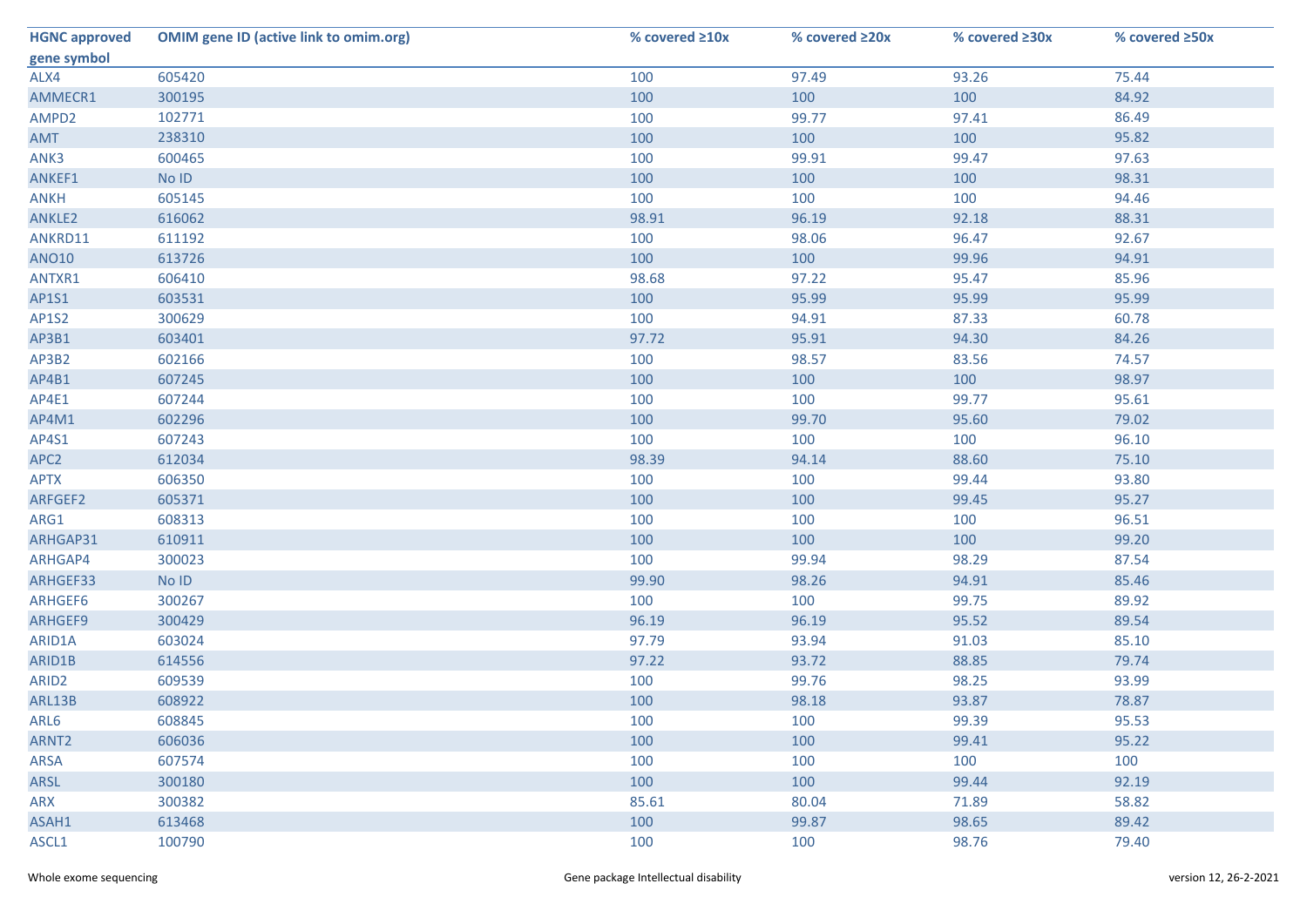| HGNC approved gene symbol | OMIM gene ID (active link to omim.org) | % covered ≥10x | % covered ≥20x | % covered ≥30x | % covered ≥50x |
|---|---|---|---|---|---|
| ALX4 | 605420 | 100 | 97.49 | 93.26 | 75.44 |
| AMMECR1 | 300195 | 100 | 100 | 100 | 84.92 |
| AMPD2 | 102771 | 100 | 99.77 | 97.41 | 86.49 |
| AMT | 238310 | 100 | 100 | 100 | 95.82 |
| ANK3 | 600465 | 100 | 99.91 | 99.47 | 97.63 |
| ANKEF1 | No ID | 100 | 100 | 100 | 98.31 |
| ANKH | 605145 | 100 | 100 | 100 | 94.46 |
| ANKLE2 | 616062 | 98.91 | 96.19 | 92.18 | 88.31 |
| ANKRD11 | 611192 | 100 | 98.06 | 96.47 | 92.67 |
| ANO10 | 613726 | 100 | 100 | 99.96 | 94.91 |
| ANTXR1 | 606410 | 98.68 | 97.22 | 95.47 | 85.96 |
| AP1S1 | 603531 | 100 | 95.99 | 95.99 | 95.99 |
| AP1S2 | 300629 | 100 | 94.91 | 87.33 | 60.78 |
| AP3B1 | 603401 | 97.72 | 95.91 | 94.30 | 84.26 |
| AP3B2 | 602166 | 100 | 98.57 | 83.56 | 74.57 |
| AP4B1 | 607245 | 100 | 100 | 100 | 98.97 |
| AP4E1 | 607244 | 100 | 100 | 99.77 | 95.61 |
| AP4M1 | 602296 | 100 | 99.70 | 95.60 | 79.02 |
| AP4S1 | 607243 | 100 | 100 | 100 | 96.10 |
| APC2 | 612034 | 98.39 | 94.14 | 88.60 | 75.10 |
| APTX | 606350 | 100 | 100 | 99.44 | 93.80 |
| ARFGEF2 | 605371 | 100 | 100 | 99.45 | 95.27 |
| ARG1 | 608313 | 100 | 100 | 100 | 96.51 |
| ARHGAP31 | 610911 | 100 | 100 | 100 | 99.20 |
| ARHGAP4 | 300023 | 100 | 99.94 | 98.29 | 87.54 |
| ARHGEF33 | No ID | 99.90 | 98.26 | 94.91 | 85.46 |
| ARHGEF6 | 300267 | 100 | 100 | 99.75 | 89.92 |
| ARHGEF9 | 300429 | 96.19 | 96.19 | 95.52 | 89.54 |
| ARID1A | 603024 | 97.79 | 93.94 | 91.03 | 85.10 |
| ARID1B | 614556 | 97.22 | 93.72 | 88.85 | 79.74 |
| ARID2 | 609539 | 100 | 99.76 | 98.25 | 93.99 |
| ARL13B | 608922 | 100 | 98.18 | 93.87 | 78.87 |
| ARL6 | 608845 | 100 | 100 | 99.39 | 95.53 |
| ARNT2 | 606036 | 100 | 100 | 99.41 | 95.22 |
| ARSA | 607574 | 100 | 100 | 100 | 100 |
| ARSL | 300180 | 100 | 100 | 99.44 | 92.19 |
| ARX | 300382 | 85.61 | 80.04 | 71.89 | 58.82 |
| ASAH1 | 613468 | 100 | 99.87 | 98.65 | 89.42 |
| ASCL1 | 100790 | 100 | 100 | 98.76 | 79.40 |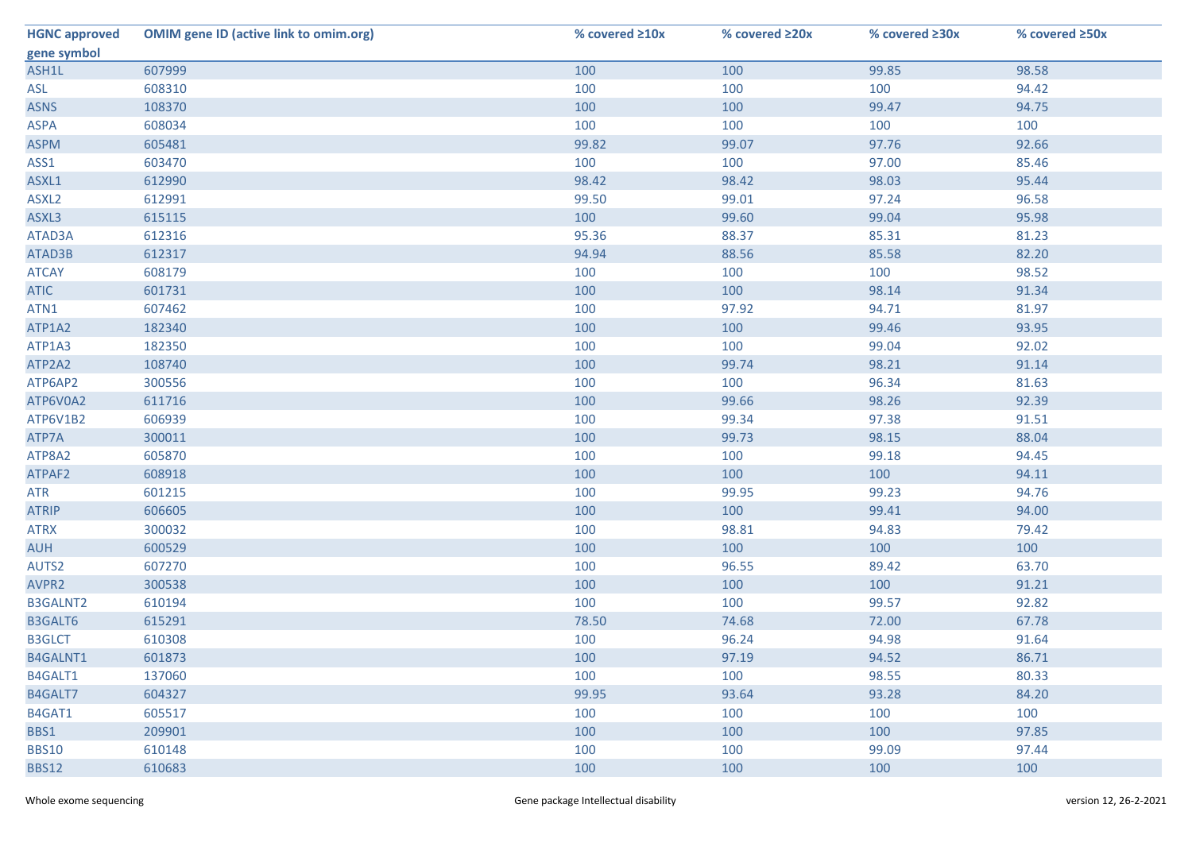| HGNC approved gene symbol | OMIM gene ID (active link to omim.org) | % covered ≥10x | % covered ≥20x | % covered ≥30x | % covered ≥50x |
|---|---|---|---|---|---|
| ASH1L | 607999 | 100 | 100 | 99.85 | 98.58 |
| ASL | 608310 | 100 | 100 | 100 | 94.42 |
| ASNS | 108370 | 100 | 100 | 99.47 | 94.75 |
| ASPA | 608034 | 100 | 100 | 100 | 100 |
| ASPM | 605481 | 99.82 | 99.07 | 97.76 | 92.66 |
| ASS1 | 603470 | 100 | 100 | 97.00 | 85.46 |
| ASXL1 | 612990 | 98.42 | 98.42 | 98.03 | 95.44 |
| ASXL2 | 612991 | 99.50 | 99.01 | 97.24 | 96.58 |
| ASXL3 | 615115 | 100 | 99.60 | 99.04 | 95.98 |
| ATAD3A | 612316 | 95.36 | 88.37 | 85.31 | 81.23 |
| ATAD3B | 612317 | 94.94 | 88.56 | 85.58 | 82.20 |
| ATCAY | 608179 | 100 | 100 | 100 | 98.52 |
| ATIC | 601731 | 100 | 100 | 98.14 | 91.34 |
| ATN1 | 607462 | 100 | 97.92 | 94.71 | 81.97 |
| ATP1A2 | 182340 | 100 | 100 | 99.46 | 93.95 |
| ATP1A3 | 182350 | 100 | 100 | 99.04 | 92.02 |
| ATP2A2 | 108740 | 100 | 99.74 | 98.21 | 91.14 |
| ATP6AP2 | 300556 | 100 | 100 | 96.34 | 81.63 |
| ATP6V0A2 | 611716 | 100 | 99.66 | 98.26 | 92.39 |
| ATP6V1B2 | 606939 | 100 | 99.34 | 97.38 | 91.51 |
| ATP7A | 300011 | 100 | 99.73 | 98.15 | 88.04 |
| ATP8A2 | 605870 | 100 | 100 | 99.18 | 94.45 |
| ATPAF2 | 608918 | 100 | 100 | 100 | 94.11 |
| ATR | 601215 | 100 | 99.95 | 99.23 | 94.76 |
| ATRIP | 606605 | 100 | 100 | 99.41 | 94.00 |
| ATRX | 300032 | 100 | 98.81 | 94.83 | 79.42 |
| AUH | 600529 | 100 | 100 | 100 | 100 |
| AUTS2 | 607270 | 100 | 96.55 | 89.42 | 63.70 |
| AVPR2 | 300538 | 100 | 100 | 100 | 91.21 |
| B3GALNT2 | 610194 | 100 | 100 | 99.57 | 92.82 |
| B3GALT6 | 615291 | 78.50 | 74.68 | 72.00 | 67.78 |
| B3GLCT | 610308 | 100 | 96.24 | 94.98 | 91.64 |
| B4GALNT1 | 601873 | 100 | 97.19 | 94.52 | 86.71 |
| B4GALT1 | 137060 | 100 | 100 | 98.55 | 80.33 |
| B4GALT7 | 604327 | 99.95 | 93.64 | 93.28 | 84.20 |
| B4GAT1 | 605517 | 100 | 100 | 100 | 100 |
| BBS1 | 209901 | 100 | 100 | 100 | 97.85 |
| BBS10 | 610148 | 100 | 100 | 99.09 | 97.44 |
| BBS12 | 610683 | 100 | 100 | 100 | 100 |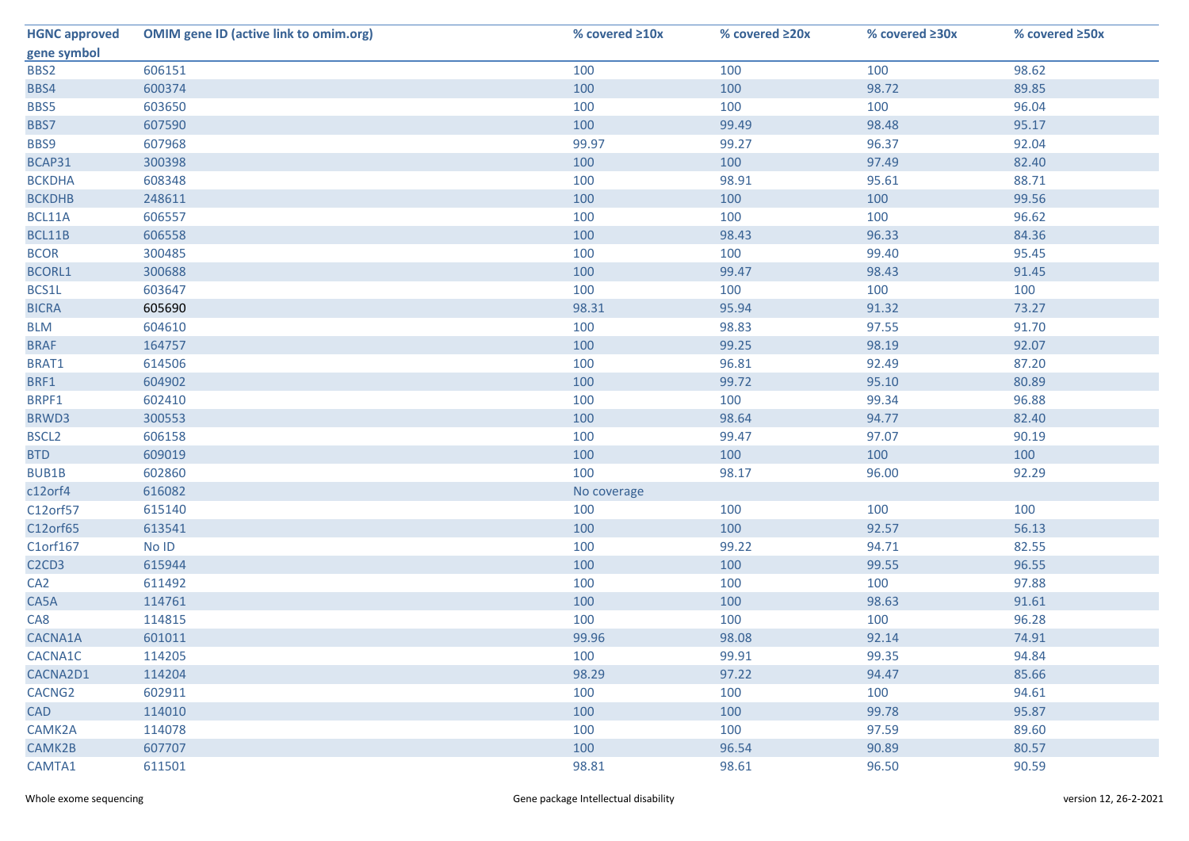| HGNC approved gene symbol | OMIM gene ID (active link to omim.org) | % covered ≥10x | % covered ≥20x | % covered ≥30x | % covered ≥50x |
|---|---|---|---|---|---|
| BBS2 | 606151 | 100 | 100 | 100 | 98.62 |
| BBS4 | 600374 | 100 | 100 | 98.72 | 89.85 |
| BBS5 | 603650 | 100 | 100 | 100 | 96.04 |
| BBS7 | 607590 | 100 | 99.49 | 98.48 | 95.17 |
| BBS9 | 607968 | 99.97 | 99.27 | 96.37 | 92.04 |
| BCAP31 | 300398 | 100 | 100 | 97.49 | 82.40 |
| BCKDHA | 608348 | 100 | 98.91 | 95.61 | 88.71 |
| BCKDHB | 248611 | 100 | 100 | 100 | 99.56 |
| BCL11A | 606557 | 100 | 100 | 100 | 96.62 |
| BCL11B | 606558 | 100 | 98.43 | 96.33 | 84.36 |
| BCOR | 300485 | 100 | 100 | 99.40 | 95.45 |
| BCORL1 | 300688 | 100 | 99.47 | 98.43 | 91.45 |
| BCS1L | 603647 | 100 | 100 | 100 | 100 |
| BICRA | 605690 | 98.31 | 95.94 | 91.32 | 73.27 |
| BLM | 604610 | 100 | 98.83 | 97.55 | 91.70 |
| BRAF | 164757 | 100 | 99.25 | 98.19 | 92.07 |
| BRAT1 | 614506 | 100 | 96.81 | 92.49 | 87.20 |
| BRF1 | 604902 | 100 | 99.72 | 95.10 | 80.89 |
| BRPF1 | 602410 | 100 | 100 | 99.34 | 96.88 |
| BRWD3 | 300553 | 100 | 98.64 | 94.77 | 82.40 |
| BSCL2 | 606158 | 100 | 99.47 | 97.07 | 90.19 |
| BTD | 609019 | 100 | 100 | 100 | 100 |
| BUB1B | 602860 | 100 | 98.17 | 96.00 | 92.29 |
| c12orf4 | 616082 | No coverage | | | |
| C12orf57 | 615140 | 100 | 100 | 100 | 100 |
| C12orf65 | 613541 | 100 | 100 | 92.57 | 56.13 |
| C1orf167 | No ID | 100 | 99.22 | 94.71 | 82.55 |
| C2CD3 | 615944 | 100 | 100 | 99.55 | 96.55 |
| CA2 | 611492 | 100 | 100 | 100 | 97.88 |
| CA5A | 114761 | 100 | 100 | 98.63 | 91.61 |
| CA8 | 114815 | 100 | 100 | 100 | 96.28 |
| CACNA1A | 601011 | 99.96 | 98.08 | 92.14 | 74.91 |
| CACNA1C | 114205 | 100 | 99.91 | 99.35 | 94.84 |
| CACNA2D1 | 114204 | 98.29 | 97.22 | 94.47 | 85.66 |
| CACNG2 | 602911 | 100 | 100 | 100 | 94.61 |
| CAD | 114010 | 100 | 100 | 99.78 | 95.87 |
| CAMK2A | 114078 | 100 | 100 | 97.59 | 89.60 |
| CAMK2B | 607707 | 100 | 96.54 | 90.89 | 80.57 |
| CAMTA1 | 611501 | 98.81 | 98.61 | 96.50 | 90.59 |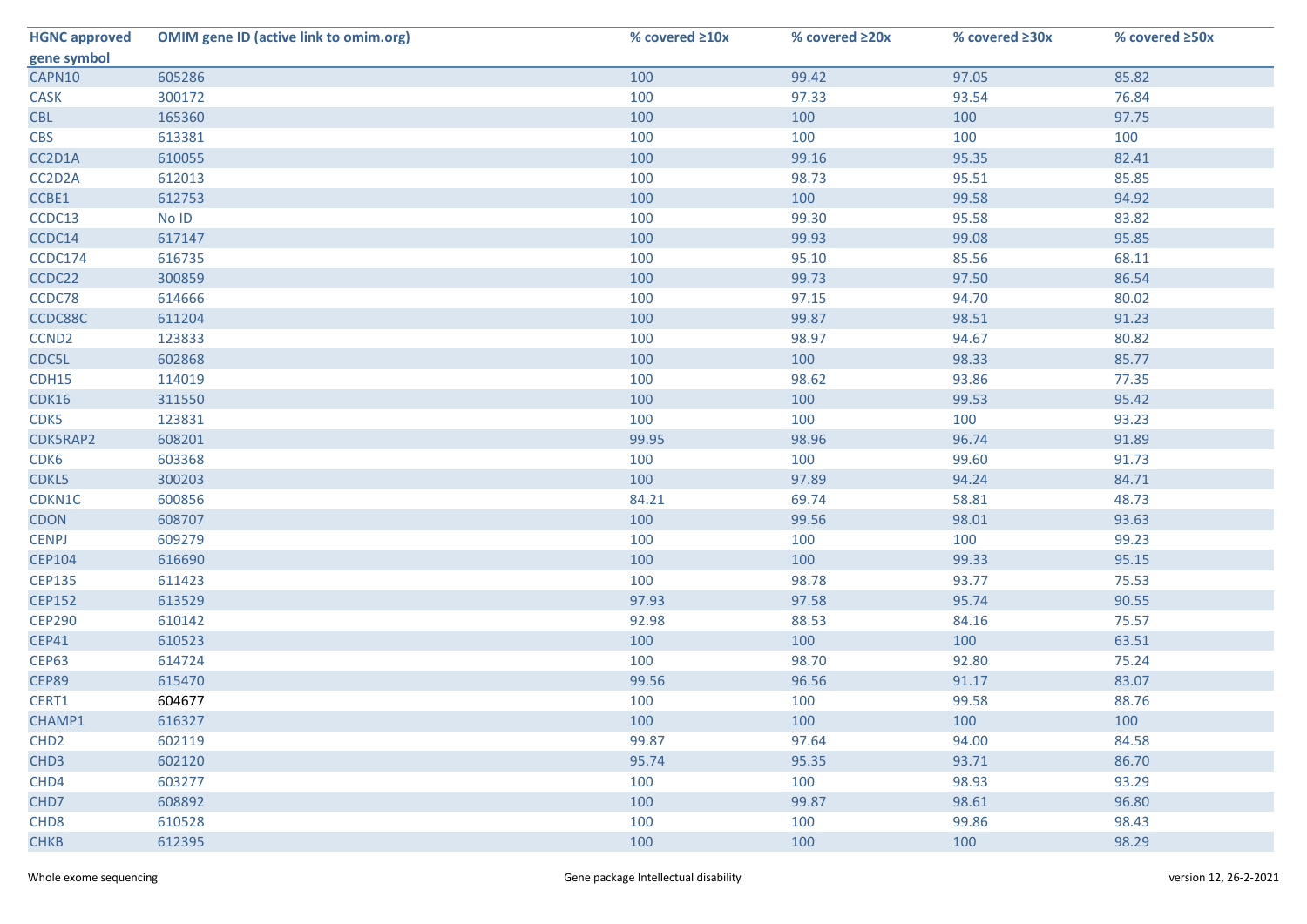| HGNC approved gene symbol | OMIM gene ID (active link to omim.org) | % covered ≥10x | % covered ≥20x | % covered ≥30x | % covered ≥50x |
|---|---|---|---|---|---|
| CAPN10 | 605286 | 100 | 99.42 | 97.05 | 85.82 |
| CASK | 300172 | 100 | 97.33 | 93.54 | 76.84 |
| CBL | 165360 | 100 | 100 | 100 | 97.75 |
| CBS | 613381 | 100 | 100 | 100 | 100 |
| CC2D1A | 610055 | 100 | 99.16 | 95.35 | 82.41 |
| CC2D2A | 612013 | 100 | 98.73 | 95.51 | 85.85 |
| CCBE1 | 612753 | 100 | 100 | 99.58 | 94.92 |
| CCDC13 | No ID | 100 | 99.30 | 95.58 | 83.82 |
| CCDC14 | 617147 | 100 | 99.93 | 99.08 | 95.85 |
| CCDC174 | 616735 | 100 | 95.10 | 85.56 | 68.11 |
| CCDC22 | 300859 | 100 | 99.73 | 97.50 | 86.54 |
| CCDC78 | 614666 | 100 | 97.15 | 94.70 | 80.02 |
| CCDC88C | 611204 | 100 | 99.87 | 98.51 | 91.23 |
| CCND2 | 123833 | 100 | 98.97 | 94.67 | 80.82 |
| CDC5L | 602868 | 100 | 100 | 98.33 | 85.77 |
| CDH15 | 114019 | 100 | 98.62 | 93.86 | 77.35 |
| CDK16 | 311550 | 100 | 100 | 99.53 | 95.42 |
| CDK5 | 123831 | 100 | 100 | 100 | 93.23 |
| CDK5RAP2 | 608201 | 99.95 | 98.96 | 96.74 | 91.89 |
| CDK6 | 603368 | 100 | 100 | 99.60 | 91.73 |
| CDKL5 | 300203 | 100 | 97.89 | 94.24 | 84.71 |
| CDKN1C | 600856 | 84.21 | 69.74 | 58.81 | 48.73 |
| CDON | 608707 | 100 | 99.56 | 98.01 | 93.63 |
| CENPJ | 609279 | 100 | 100 | 100 | 99.23 |
| CEP104 | 616690 | 100 | 100 | 99.33 | 95.15 |
| CEP135 | 611423 | 100 | 98.78 | 93.77 | 75.53 |
| CEP152 | 613529 | 97.93 | 97.58 | 95.74 | 90.55 |
| CEP290 | 610142 | 92.98 | 88.53 | 84.16 | 75.57 |
| CEP41 | 610523 | 100 | 100 | 100 | 63.51 |
| CEP63 | 614724 | 100 | 98.70 | 92.80 | 75.24 |
| CEP89 | 615470 | 99.56 | 96.56 | 91.17 | 83.07 |
| CERT1 | 604677 | 100 | 100 | 99.58 | 88.76 |
| CHAMP1 | 616327 | 100 | 100 | 100 | 100 |
| CHD2 | 602119 | 99.87 | 97.64 | 94.00 | 84.58 |
| CHD3 | 602120 | 95.74 | 95.35 | 93.71 | 86.70 |
| CHD4 | 603277 | 100 | 100 | 98.93 | 93.29 |
| CHD7 | 608892 | 100 | 99.87 | 98.61 | 96.80 |
| CHD8 | 610528 | 100 | 100 | 99.86 | 98.43 |
| CHKB | 612395 | 100 | 100 | 100 | 98.29 |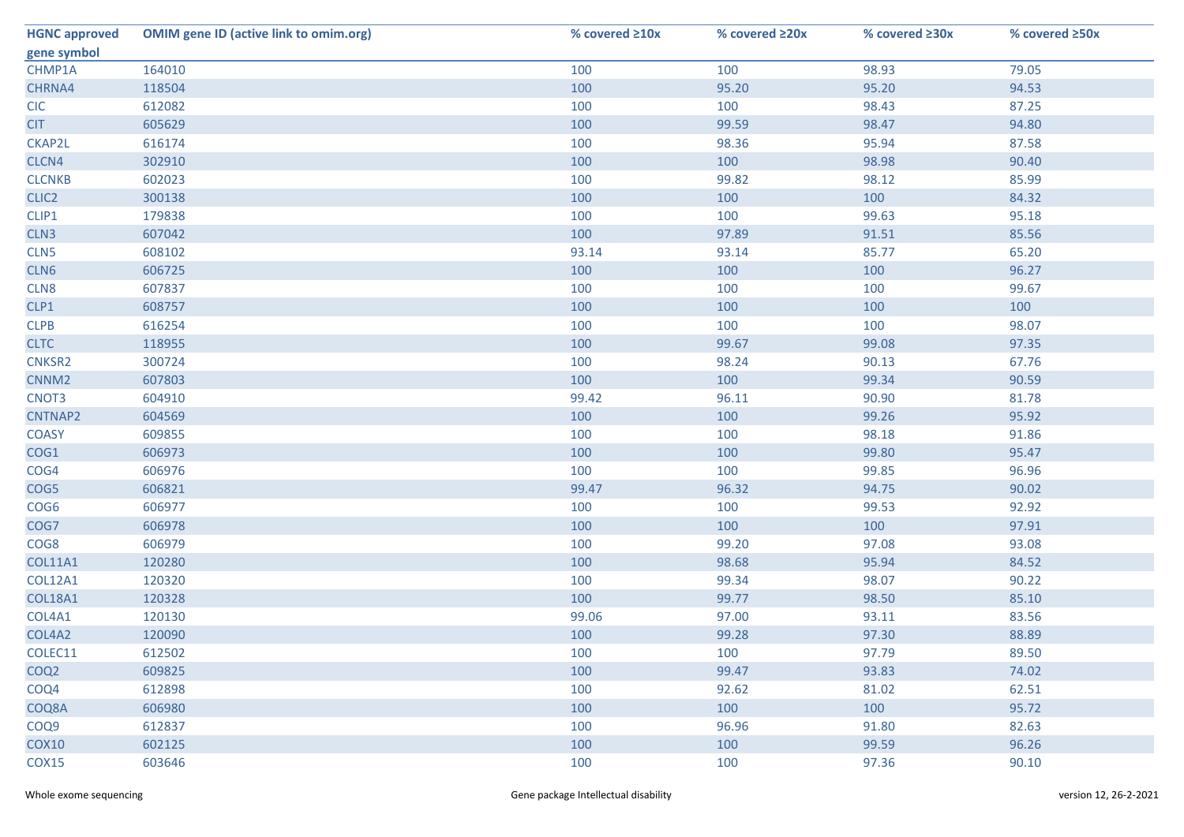| HGNC approved gene symbol | OMIM gene ID (active link to omim.org) | % covered ≥10x | % covered ≥20x | % covered ≥30x | % covered ≥50x |
|---|---|---|---|---|---|
| CHMP1A | 164010 | 100 | 100 | 98.93 | 79.05 |
| CHRNA4 | 118504 | 100 | 95.20 | 95.20 | 94.53 |
| CIC | 612082 | 100 | 100 | 98.43 | 87.25 |
| CIT | 605629 | 100 | 99.59 | 98.47 | 94.80 |
| CKAP2L | 616174 | 100 | 98.36 | 95.94 | 87.58 |
| CLCN4 | 302910 | 100 | 100 | 98.98 | 90.40 |
| CLCNKB | 602023 | 100 | 99.82 | 98.12 | 85.99 |
| CLIC2 | 300138 | 100 | 100 | 100 | 84.32 |
| CLIP1 | 179838 | 100 | 100 | 99.63 | 95.18 |
| CLN3 | 607042 | 100 | 97.89 | 91.51 | 85.56 |
| CLN5 | 608102 | 93.14 | 93.14 | 85.77 | 65.20 |
| CLN6 | 606725 | 100 | 100 | 100 | 96.27 |
| CLN8 | 607837 | 100 | 100 | 100 | 99.67 |
| CLP1 | 608757 | 100 | 100 | 100 | 100 |
| CLPB | 616254 | 100 | 100 | 100 | 98.07 |
| CLTC | 118955 | 100 | 99.67 | 99.08 | 97.35 |
| CNKSR2 | 300724 | 100 | 98.24 | 90.13 | 67.76 |
| CNNM2 | 607803 | 100 | 100 | 99.34 | 90.59 |
| CNOT3 | 604910 | 99.42 | 96.11 | 90.90 | 81.78 |
| CNTNAP2 | 604569 | 100 | 100 | 99.26 | 95.92 |
| COASY | 609855 | 100 | 100 | 98.18 | 91.86 |
| COG1 | 606973 | 100 | 100 | 99.80 | 95.47 |
| COG4 | 606976 | 100 | 100 | 99.85 | 96.96 |
| COG5 | 606821 | 99.47 | 96.32 | 94.75 | 90.02 |
| COG6 | 606977 | 100 | 100 | 99.53 | 92.92 |
| COG7 | 606978 | 100 | 100 | 100 | 97.91 |
| COG8 | 606979 | 100 | 99.20 | 97.08 | 93.08 |
| COL11A1 | 120280 | 100 | 98.68 | 95.94 | 84.52 |
| COL12A1 | 120320 | 100 | 99.34 | 98.07 | 90.22 |
| COL18A1 | 120328 | 100 | 99.77 | 98.50 | 85.10 |
| COL4A1 | 120130 | 99.06 | 97.00 | 93.11 | 83.56 |
| COL4A2 | 120090 | 100 | 99.28 | 97.30 | 88.89 |
| COLEC11 | 612502 | 100 | 100 | 97.79 | 89.50 |
| COQ2 | 609825 | 100 | 99.47 | 93.83 | 74.02 |
| COQ4 | 612898 | 100 | 92.62 | 81.02 | 62.51 |
| COQ8A | 606980 | 100 | 100 | 100 | 95.72 |
| COQ9 | 612837 | 100 | 96.96 | 91.80 | 82.63 |
| COX10 | 602125 | 100 | 100 | 99.59 | 96.26 |
| COX15 | 603646 | 100 | 100 | 97.36 | 90.10 |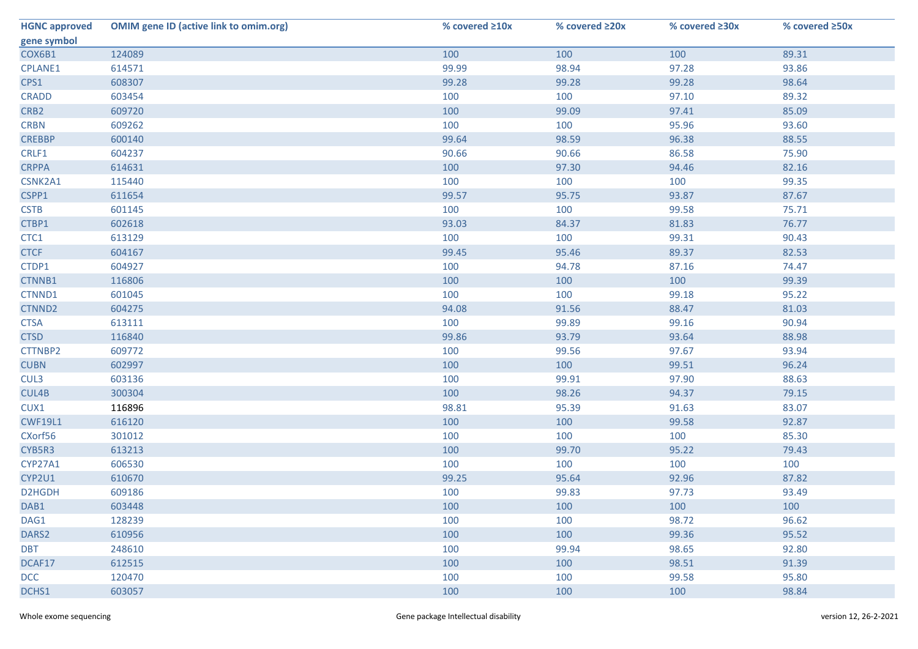| HGNC approved gene symbol | OMIM gene ID (active link to omim.org) | % covered ≥10x | % covered ≥20x | % covered ≥30x | % covered ≥50x |
|---|---|---|---|---|---|
| COX6B1 | 124089 | 100 | 100 | 100 | 89.31 |
| CPLANE1 | 614571 | 99.99 | 98.94 | 97.28 | 93.86 |
| CPS1 | 608307 | 99.28 | 99.28 | 99.28 | 98.64 |
| CRADD | 603454 | 100 | 100 | 97.10 | 89.32 |
| CRB2 | 609720 | 100 | 99.09 | 97.41 | 85.09 |
| CRBN | 609262 | 100 | 100 | 95.96 | 93.60 |
| CREBBP | 600140 | 99.64 | 98.59 | 96.38 | 88.55 |
| CRLF1 | 604237 | 90.66 | 90.66 | 86.58 | 75.90 |
| CRPPA | 614631 | 100 | 97.30 | 94.46 | 82.16 |
| CSNK2A1 | 115440 | 100 | 100 | 100 | 99.35 |
| CSPP1 | 611654 | 99.57 | 95.75 | 93.87 | 87.67 |
| CSTB | 601145 | 100 | 100 | 99.58 | 75.71 |
| CTBP1 | 602618 | 93.03 | 84.37 | 81.83 | 76.77 |
| CTC1 | 613129 | 100 | 100 | 99.31 | 90.43 |
| CTCF | 604167 | 99.45 | 95.46 | 89.37 | 82.53 |
| CTDP1 | 604927 | 100 | 94.78 | 87.16 | 74.47 |
| CTNNB1 | 116806 | 100 | 100 | 100 | 99.39 |
| CTNND1 | 601045 | 100 | 100 | 99.18 | 95.22 |
| CTNND2 | 604275 | 94.08 | 91.56 | 88.47 | 81.03 |
| CTSA | 613111 | 100 | 99.89 | 99.16 | 90.94 |
| CTSD | 116840 | 99.86 | 93.79 | 93.64 | 88.98 |
| CTTNBP2 | 609772 | 100 | 99.56 | 97.67 | 93.94 |
| CUBN | 602997 | 100 | 100 | 99.51 | 96.24 |
| CUL3 | 603136 | 100 | 99.91 | 97.90 | 88.63 |
| CUL4B | 300304 | 100 | 98.26 | 94.37 | 79.15 |
| CUX1 | 116896 | 98.81 | 95.39 | 91.63 | 83.07 |
| CWF19L1 | 616120 | 100 | 100 | 99.58 | 92.87 |
| CXorf56 | 301012 | 100 | 100 | 100 | 85.30 |
| CYB5R3 | 613213 | 100 | 99.70 | 95.22 | 79.43 |
| CYP27A1 | 606530 | 100 | 100 | 100 | 100 |
| CYP2U1 | 610670 | 99.25 | 95.64 | 92.96 | 87.82 |
| D2HGDH | 609186 | 100 | 99.83 | 97.73 | 93.49 |
| DAB1 | 603448 | 100 | 100 | 100 | 100 |
| DAG1 | 128239 | 100 | 100 | 98.72 | 96.62 |
| DARS2 | 610956 | 100 | 100 | 99.36 | 95.52 |
| DBT | 248610 | 100 | 99.94 | 98.65 | 92.80 |
| DCAF17 | 612515 | 100 | 100 | 98.51 | 91.39 |
| DCC | 120470 | 100 | 100 | 99.58 | 95.80 |
| DCHS1 | 603057 | 100 | 100 | 100 | 98.84 |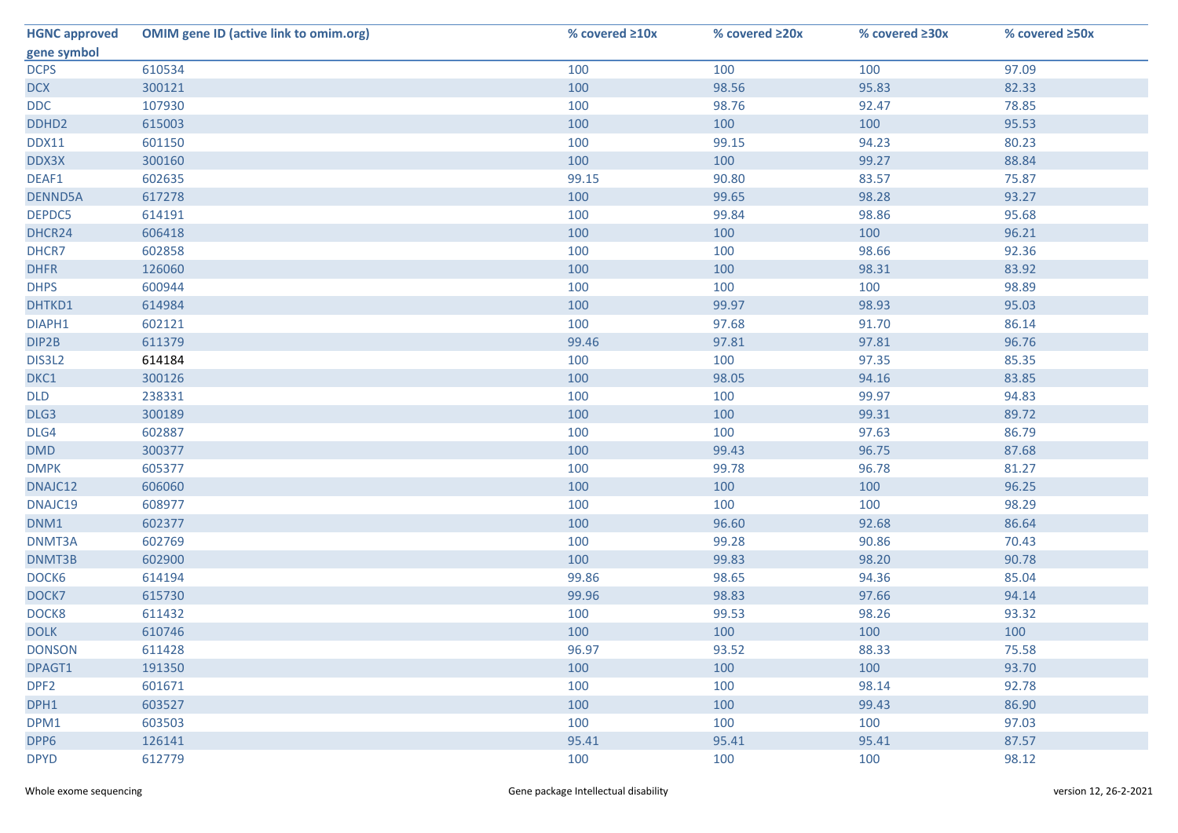| HGNC approved gene symbol | OMIM gene ID (active link to omim.org) | % covered ≥10x | % covered ≥20x | % covered ≥30x | % covered ≥50x |
|---|---|---|---|---|---|
| DCPS | 610534 | 100 | 100 | 100 | 97.09 |
| DCX | 300121 | 100 | 98.56 | 95.83 | 82.33 |
| DDC | 107930 | 100 | 98.76 | 92.47 | 78.85 |
| DDHD2 | 615003 | 100 | 100 | 100 | 95.53 |
| DDX11 | 601150 | 100 | 99.15 | 94.23 | 80.23 |
| DDX3X | 300160 | 100 | 100 | 99.27 | 88.84 |
| DEAF1 | 602635 | 99.15 | 90.80 | 83.57 | 75.87 |
| DENND5A | 617278 | 100 | 99.65 | 98.28 | 93.27 |
| DEPDC5 | 614191 | 100 | 99.84 | 98.86 | 95.68 |
| DHCR24 | 606418 | 100 | 100 | 100 | 96.21 |
| DHCR7 | 602858 | 100 | 100 | 98.66 | 92.36 |
| DHFR | 126060 | 100 | 100 | 98.31 | 83.92 |
| DHPS | 600944 | 100 | 100 | 100 | 98.89 |
| DHTKD1 | 614984 | 100 | 99.97 | 98.93 | 95.03 |
| DIAPH1 | 602121 | 100 | 97.68 | 91.70 | 86.14 |
| DIP2B | 611379 | 99.46 | 97.81 | 97.81 | 96.76 |
| DIS3L2 | 614184 | 100 | 100 | 97.35 | 85.35 |
| DKC1 | 300126 | 100 | 98.05 | 94.16 | 83.85 |
| DLD | 238331 | 100 | 100 | 99.97 | 94.83 |
| DLG3 | 300189 | 100 | 100 | 99.31 | 89.72 |
| DLG4 | 602887 | 100 | 100 | 97.63 | 86.79 |
| DMD | 300377 | 100 | 99.43 | 96.75 | 87.68 |
| DMPK | 605377 | 100 | 99.78 | 96.78 | 81.27 |
| DNAJC12 | 606060 | 100 | 100 | 100 | 96.25 |
| DNAJC19 | 608977 | 100 | 100 | 100 | 98.29 |
| DNM1 | 602377 | 100 | 96.60 | 92.68 | 86.64 |
| DNMT3A | 602769 | 100 | 99.28 | 90.86 | 70.43 |
| DNMT3B | 602900 | 100 | 99.83 | 98.20 | 90.78 |
| DOCK6 | 614194 | 99.86 | 98.65 | 94.36 | 85.04 |
| DOCK7 | 615730 | 99.96 | 98.83 | 97.66 | 94.14 |
| DOCK8 | 611432 | 100 | 99.53 | 98.26 | 93.32 |
| DOLK | 610746 | 100 | 100 | 100 | 100 |
| DONSON | 611428 | 96.97 | 93.52 | 88.33 | 75.58 |
| DPAGT1 | 191350 | 100 | 100 | 100 | 93.70 |
| DPF2 | 601671 | 100 | 100 | 98.14 | 92.78 |
| DPH1 | 603527 | 100 | 100 | 99.43 | 86.90 |
| DPM1 | 603503 | 100 | 100 | 100 | 97.03 |
| DPP6 | 126141 | 95.41 | 95.41 | 95.41 | 87.57 |
| DPYD | 612779 | 100 | 100 | 100 | 98.12 |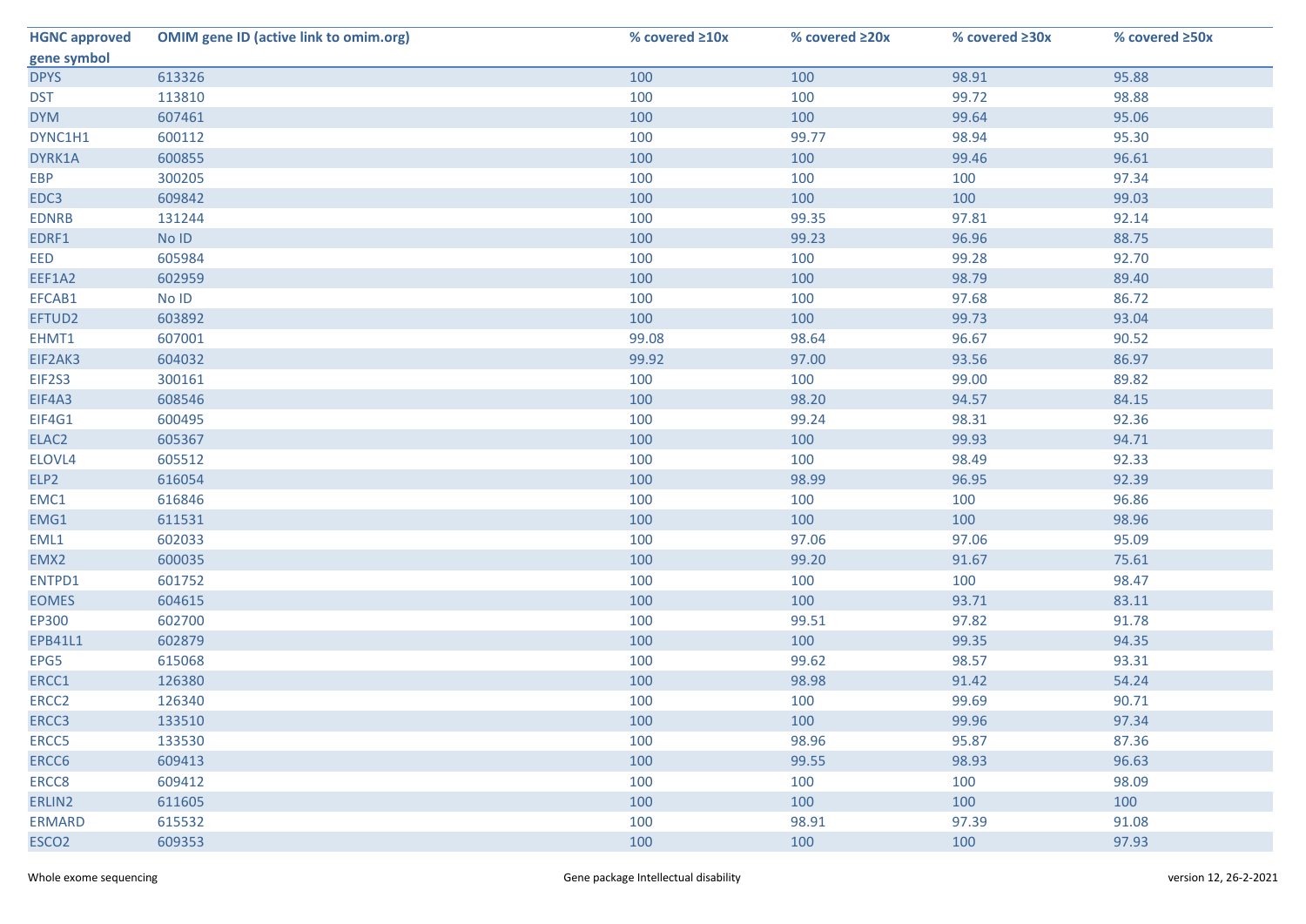| HGNC approved gene symbol | OMIM gene ID (active link to omim.org) | % covered ≥10x | % covered ≥20x | % covered ≥30x | % covered ≥50x |
|---|---|---|---|---|---|
| DPYS | 613326 | 100 | 100 | 98.91 | 95.88 |
| DST | 113810 | 100 | 100 | 99.72 | 98.88 |
| DYM | 607461 | 100 | 100 | 99.64 | 95.06 |
| DYNC1H1 | 600112 | 100 | 99.77 | 98.94 | 95.30 |
| DYRK1A | 600855 | 100 | 100 | 99.46 | 96.61 |
| EBP | 300205 | 100 | 100 | 100 | 97.34 |
| EDC3 | 609842 | 100 | 100 | 100 | 99.03 |
| EDNRB | 131244 | 100 | 99.35 | 97.81 | 92.14 |
| EDRF1 | No ID | 100 | 99.23 | 96.96 | 88.75 |
| EED | 605984 | 100 | 100 | 99.28 | 92.70 |
| EEF1A2 | 602959 | 100 | 100 | 98.79 | 89.40 |
| EFCAB1 | No ID | 100 | 100 | 97.68 | 86.72 |
| EFTUD2 | 603892 | 100 | 100 | 99.73 | 93.04 |
| EHMT1 | 607001 | 99.08 | 98.64 | 96.67 | 90.52 |
| EIF2AK3 | 604032 | 99.92 | 97.00 | 93.56 | 86.97 |
| EIF2S3 | 300161 | 100 | 100 | 99.00 | 89.82 |
| EIF4A3 | 608546 | 100 | 98.20 | 94.57 | 84.15 |
| EIF4G1 | 600495 | 100 | 99.24 | 98.31 | 92.36 |
| ELAC2 | 605367 | 100 | 100 | 99.93 | 94.71 |
| ELOVL4 | 605512 | 100 | 100 | 98.49 | 92.33 |
| ELP2 | 616054 | 100 | 98.99 | 96.95 | 92.39 |
| EMC1 | 616846 | 100 | 100 | 100 | 96.86 |
| EMG1 | 611531 | 100 | 100 | 100 | 98.96 |
| EML1 | 602033 | 100 | 97.06 | 97.06 | 95.09 |
| EMX2 | 600035 | 100 | 99.20 | 91.67 | 75.61 |
| ENTPD1 | 601752 | 100 | 100 | 100 | 98.47 |
| EOMES | 604615 | 100 | 100 | 93.71 | 83.11 |
| EP300 | 602700 | 100 | 99.51 | 97.82 | 91.78 |
| EPB41L1 | 602879 | 100 | 100 | 99.35 | 94.35 |
| EPG5 | 615068 | 100 | 99.62 | 98.57 | 93.31 |
| ERCC1 | 126380 | 100 | 98.98 | 91.42 | 54.24 |
| ERCC2 | 126340 | 100 | 100 | 99.69 | 90.71 |
| ERCC3 | 133510 | 100 | 100 | 99.96 | 97.34 |
| ERCC5 | 133530 | 100 | 98.96 | 95.87 | 87.36 |
| ERCC6 | 609413 | 100 | 99.55 | 98.93 | 96.63 |
| ERCC8 | 609412 | 100 | 100 | 100 | 98.09 |
| ERLIN2 | 611605 | 100 | 100 | 100 | 100 |
| ERMARD | 615532 | 100 | 98.91 | 97.39 | 91.08 |
| ESCO2 | 609353 | 100 | 100 | 100 | 97.93 |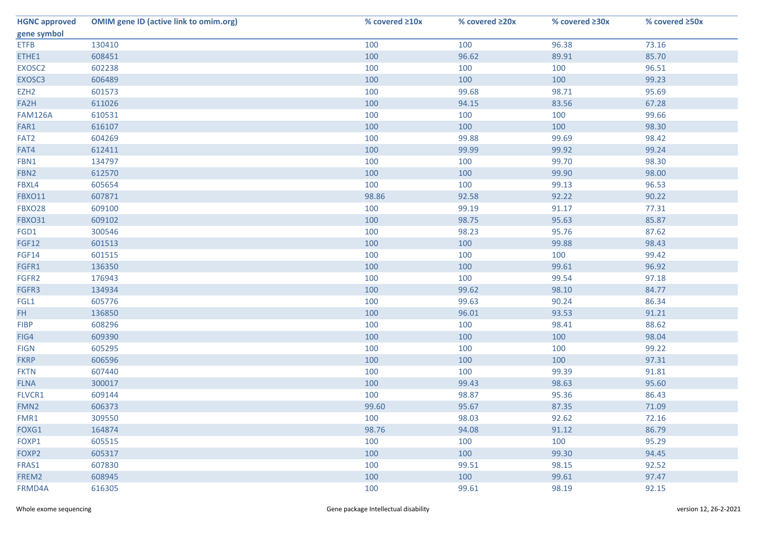| HGNC approved gene symbol | OMIM gene ID (active link to omim.org) | % covered ≥10x | % covered ≥20x | % covered ≥30x | % covered ≥50x |
|---|---|---|---|---|---|
| ETFB | 130410 | 100 | 100 | 96.38 | 73.16 |
| ETHE1 | 608451 | 100 | 96.62 | 89.91 | 85.70 |
| EXOSC2 | 602238 | 100 | 100 | 100 | 96.51 |
| EXOSC3 | 606489 | 100 | 100 | 100 | 99.23 |
| EZH2 | 601573 | 100 | 99.68 | 98.71 | 95.69 |
| FA2H | 611026 | 100 | 94.15 | 83.56 | 67.28 |
| FAM126A | 610531 | 100 | 100 | 100 | 99.66 |
| FAR1 | 616107 | 100 | 100 | 100 | 98.30 |
| FAT2 | 604269 | 100 | 99.88 | 99.69 | 98.42 |
| FAT4 | 612411 | 100 | 99.99 | 99.92 | 99.24 |
| FBN1 | 134797 | 100 | 100 | 99.70 | 98.30 |
| FBN2 | 612570 | 100 | 100 | 99.90 | 98.00 |
| FBXL4 | 605654 | 100 | 100 | 99.13 | 96.53 |
| FBXO11 | 607871 | 98.86 | 92.58 | 92.22 | 90.22 |
| FBXO28 | 609100 | 100 | 99.19 | 91.17 | 77.31 |
| FBXO31 | 609102 | 100 | 98.75 | 95.63 | 85.87 |
| FGD1 | 300546 | 100 | 98.23 | 95.76 | 87.62 |
| FGF12 | 601513 | 100 | 100 | 99.88 | 98.43 |
| FGF14 | 601515 | 100 | 100 | 100 | 99.42 |
| FGFR1 | 136350 | 100 | 100 | 99.61 | 96.92 |
| FGFR2 | 176943 | 100 | 100 | 99.54 | 97.18 |
| FGFR3 | 134934 | 100 | 99.62 | 98.10 | 84.77 |
| FGL1 | 605776 | 100 | 99.63 | 90.24 | 86.34 |
| FH | 136850 | 100 | 96.01 | 93.53 | 91.21 |
| FIBP | 608296 | 100 | 100 | 98.41 | 88.62 |
| FIG4 | 609390 | 100 | 100 | 100 | 98.04 |
| FIGN | 605295 | 100 | 100 | 100 | 99.22 |
| FKRP | 606596 | 100 | 100 | 100 | 97.31 |
| FKTN | 607440 | 100 | 100 | 99.39 | 91.81 |
| FLNA | 300017 | 100 | 99.43 | 98.63 | 95.60 |
| FLVCR1 | 609144 | 100 | 98.87 | 95.36 | 86.43 |
| FMN2 | 606373 | 99.60 | 95.67 | 87.35 | 71.09 |
| FMR1 | 309550 | 100 | 98.03 | 92.62 | 72.16 |
| FOXG1 | 164874 | 98.76 | 94.08 | 91.12 | 86.79 |
| FOXP1 | 605515 | 100 | 100 | 100 | 95.29 |
| FOXP2 | 605317 | 100 | 100 | 99.30 | 94.45 |
| FRAS1 | 607830 | 100 | 99.51 | 98.15 | 92.52 |
| FREM2 | 608945 | 100 | 100 | 99.61 | 97.47 |
| FRMD4A | 616305 | 100 | 99.61 | 98.19 | 92.15 |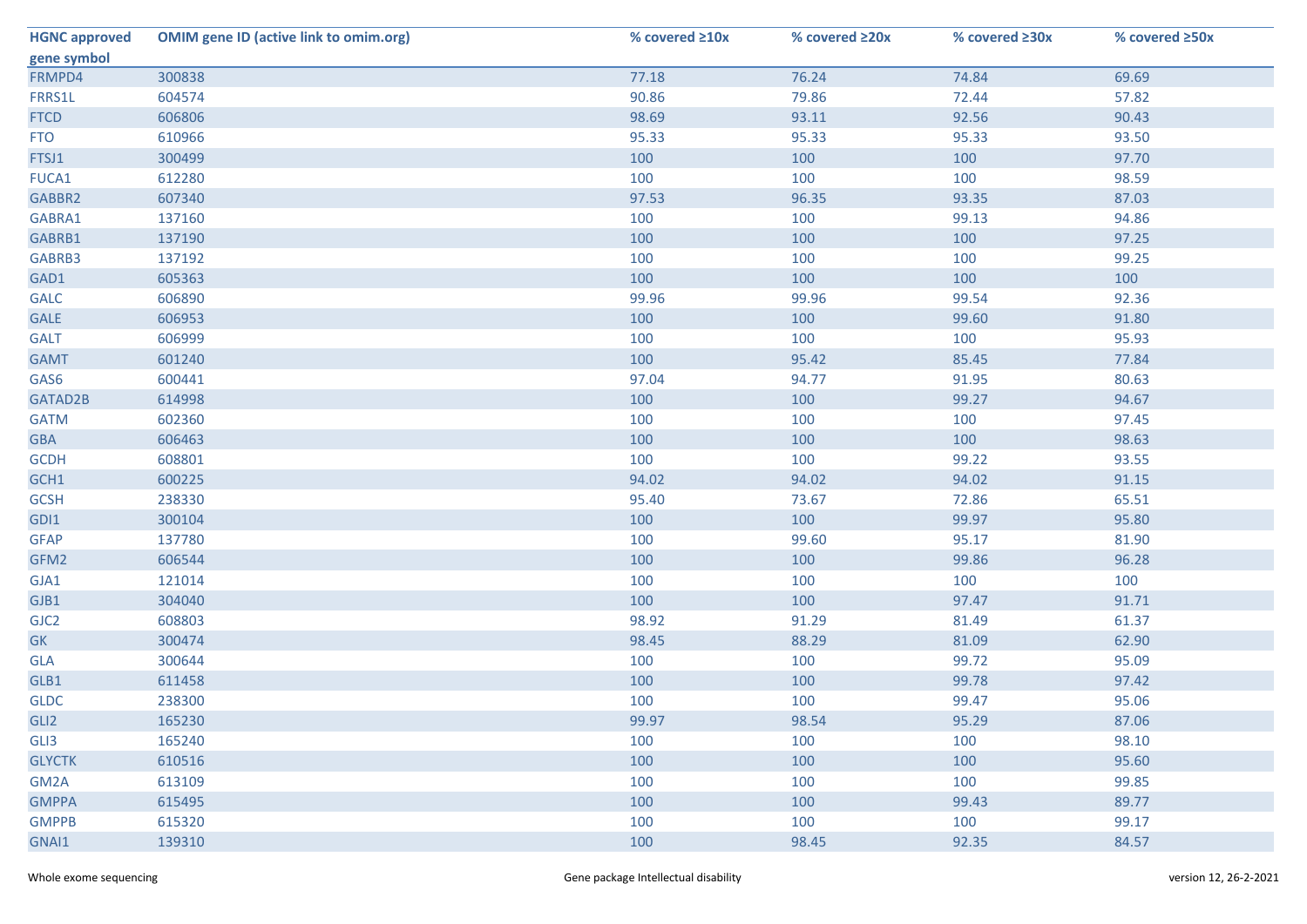| HGNC approved gene symbol | OMIM gene ID (active link to omim.org) | % covered ≥10x | % covered ≥20x | % covered ≥30x | % covered ≥50x |
|---|---|---|---|---|---|
| FRMPD4 | 300838 | 77.18 | 76.24 | 74.84 | 69.69 |
| FRRS1L | 604574 | 90.86 | 79.86 | 72.44 | 57.82 |
| FTCD | 606806 | 98.69 | 93.11 | 92.56 | 90.43 |
| FTO | 610966 | 95.33 | 95.33 | 95.33 | 93.50 |
| FTSJ1 | 300499 | 100 | 100 | 100 | 97.70 |
| FUCA1 | 612280 | 100 | 100 | 100 | 98.59 |
| GABBR2 | 607340 | 97.53 | 96.35 | 93.35 | 87.03 |
| GABRA1 | 137160 | 100 | 100 | 99.13 | 94.86 |
| GABRB1 | 137190 | 100 | 100 | 100 | 97.25 |
| GABRB3 | 137192 | 100 | 100 | 100 | 99.25 |
| GAD1 | 605363 | 100 | 100 | 100 | 100 |
| GALC | 606890 | 99.96 | 99.96 | 99.54 | 92.36 |
| GALE | 606953 | 100 | 100 | 99.60 | 91.80 |
| GALT | 606999 | 100 | 100 | 100 | 95.93 |
| GAMT | 601240 | 100 | 95.42 | 85.45 | 77.84 |
| GAS6 | 600441 | 97.04 | 94.77 | 91.95 | 80.63 |
| GATAD2B | 614998 | 100 | 100 | 99.27 | 94.67 |
| GATM | 602360 | 100 | 100 | 100 | 97.45 |
| GBA | 606463 | 100 | 100 | 100 | 98.63 |
| GCDH | 608801 | 100 | 100 | 99.22 | 93.55 |
| GCH1 | 600225 | 94.02 | 94.02 | 94.02 | 91.15 |
| GCSH | 238330 | 95.40 | 73.67 | 72.86 | 65.51 |
| GDI1 | 300104 | 100 | 100 | 99.97 | 95.80 |
| GFAP | 137780 | 100 | 99.60 | 95.17 | 81.90 |
| GFM2 | 606544 | 100 | 100 | 99.86 | 96.28 |
| GJA1 | 121014 | 100 | 100 | 100 | 100 |
| GJB1 | 304040 | 100 | 100 | 97.47 | 91.71 |
| GJC2 | 608803 | 98.92 | 91.29 | 81.49 | 61.37 |
| GK | 300474 | 98.45 | 88.29 | 81.09 | 62.90 |
| GLA | 300644 | 100 | 100 | 99.72 | 95.09 |
| GLB1 | 611458 | 100 | 100 | 99.78 | 97.42 |
| GLDC | 238300 | 100 | 100 | 99.47 | 95.06 |
| GLI2 | 165230 | 99.97 | 98.54 | 95.29 | 87.06 |
| GLI3 | 165240 | 100 | 100 | 100 | 98.10 |
| GLYCTK | 610516 | 100 | 100 | 100 | 95.60 |
| GM2A | 613109 | 100 | 100 | 100 | 99.85 |
| GMPPA | 615495 | 100 | 100 | 99.43 | 89.77 |
| GMPPB | 615320 | 100 | 100 | 100 | 99.17 |
| GNAI1 | 139310 | 100 | 98.45 | 92.35 | 84.57 |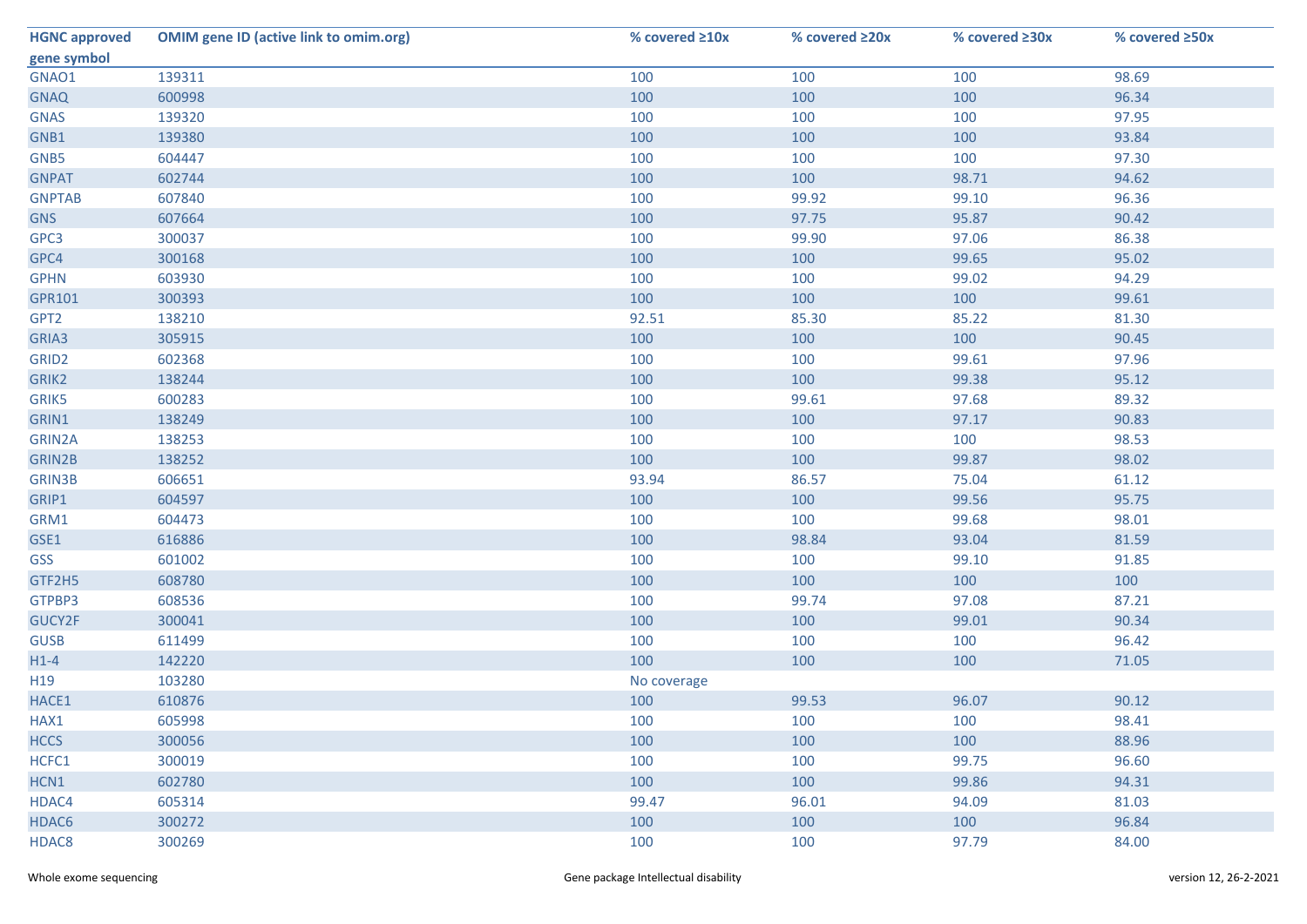| HGNC approved gene symbol | OMIM gene ID (active link to omim.org) | % covered ≥10x | % covered ≥20x | % covered ≥30x | % covered ≥50x |
|---|---|---|---|---|---|
| GNAO1 | 139311 | 100 | 100 | 100 | 98.69 |
| GNAQ | 600998 | 100 | 100 | 100 | 96.34 |
| GNAS | 139320 | 100 | 100 | 100 | 97.95 |
| GNB1 | 139380 | 100 | 100 | 100 | 93.84 |
| GNB5 | 604447 | 100 | 100 | 100 | 97.30 |
| GNPAT | 602744 | 100 | 100 | 98.71 | 94.62 |
| GNPTAB | 607840 | 100 | 99.92 | 99.10 | 96.36 |
| GNS | 607664 | 100 | 97.75 | 95.87 | 90.42 |
| GPC3 | 300037 | 100 | 99.90 | 97.06 | 86.38 |
| GPC4 | 300168 | 100 | 100 | 99.65 | 95.02 |
| GPHN | 603930 | 100 | 100 | 99.02 | 94.29 |
| GPR101 | 300393 | 100 | 100 | 100 | 99.61 |
| GPT2 | 138210 | 92.51 | 85.30 | 85.22 | 81.30 |
| GRIA3 | 305915 | 100 | 100 | 100 | 90.45 |
| GRID2 | 602368 | 100 | 100 | 99.61 | 97.96 |
| GRIK2 | 138244 | 100 | 100 | 99.38 | 95.12 |
| GRIK5 | 600283 | 100 | 99.61 | 97.68 | 89.32 |
| GRIN1 | 138249 | 100 | 100 | 97.17 | 90.83 |
| GRIN2A | 138253 | 100 | 100 | 100 | 98.53 |
| GRIN2B | 138252 | 100 | 100 | 99.87 | 98.02 |
| GRIN3B | 606651 | 93.94 | 86.57 | 75.04 | 61.12 |
| GRIP1 | 604597 | 100 | 100 | 99.56 | 95.75 |
| GRM1 | 604473 | 100 | 100 | 99.68 | 98.01 |
| GSE1 | 616886 | 100 | 98.84 | 93.04 | 81.59 |
| GSS | 601002 | 100 | 100 | 99.10 | 91.85 |
| GTF2H5 | 608780 | 100 | 100 | 100 | 100 |
| GTPBP3 | 608536 | 100 | 99.74 | 97.08 | 87.21 |
| GUCY2F | 300041 | 100 | 100 | 99.01 | 90.34 |
| GUSB | 611499 | 100 | 100 | 100 | 96.42 |
| H1-4 | 142220 | 100 | 100 | 100 | 71.05 |
| H19 | 103280 | No coverage | | | |
| HACE1 | 610876 | 100 | 99.53 | 96.07 | 90.12 |
| HAX1 | 605998 | 100 | 100 | 100 | 98.41 |
| HCCS | 300056 | 100 | 100 | 100 | 88.96 |
| HCFC1 | 300019 | 100 | 100 | 99.75 | 96.60 |
| HCN1 | 602780 | 100 | 100 | 99.86 | 94.31 |
| HDAC4 | 605314 | 99.47 | 96.01 | 94.09 | 81.03 |
| HDAC6 | 300272 | 100 | 100 | 100 | 96.84 |
| HDAC8 | 300269 | 100 | 100 | 97.79 | 84.00 |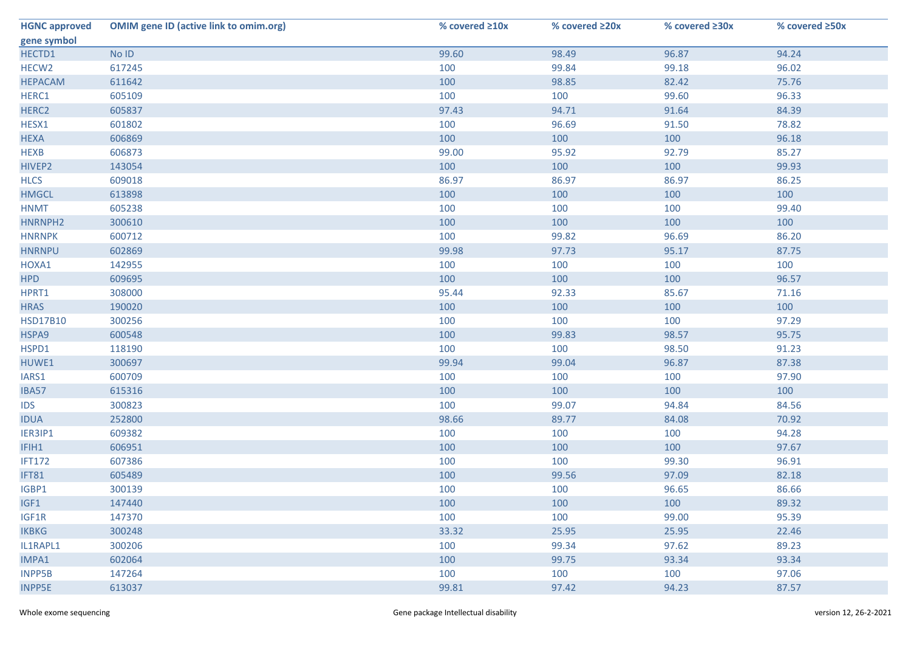| HGNC approved gene symbol | OMIM gene ID (active link to omim.org) | % covered ≥10x | % covered ≥20x | % covered ≥30x | % covered ≥50x |
|---|---|---|---|---|---|
| HECTD1 | No ID | 99.60 | 98.49 | 96.87 | 94.24 |
| HECW2 | 617245 | 100 | 99.84 | 99.18 | 96.02 |
| HEPACAM | 611642 | 100 | 98.85 | 82.42 | 75.76 |
| HERC1 | 605109 | 100 | 100 | 99.60 | 96.33 |
| HERC2 | 605837 | 97.43 | 94.71 | 91.64 | 84.39 |
| HESX1 | 601802 | 100 | 96.69 | 91.50 | 78.82 |
| HEXA | 606869 | 100 | 100 | 100 | 96.18 |
| HEXB | 606873 | 99.00 | 95.92 | 92.79 | 85.27 |
| HIVEP2 | 143054 | 100 | 100 | 100 | 99.93 |
| HLCS | 609018 | 86.97 | 86.97 | 86.97 | 86.25 |
| HMGCL | 613898 | 100 | 100 | 100 | 100 |
| HNMT | 605238 | 100 | 100 | 100 | 99.40 |
| HNRNPH2 | 300610 | 100 | 100 | 100 | 100 |
| HNRNPK | 600712 | 100 | 99.82 | 96.69 | 86.20 |
| HNRNPU | 602869 | 99.98 | 97.73 | 95.17 | 87.75 |
| HOXA1 | 142955 | 100 | 100 | 100 | 100 |
| HPD | 609695 | 100 | 100 | 100 | 96.57 |
| HPRT1 | 308000 | 95.44 | 92.33 | 85.67 | 71.16 |
| HRAS | 190020 | 100 | 100 | 100 | 100 |
| HSD17B10 | 300256 | 100 | 100 | 100 | 97.29 |
| HSPA9 | 600548 | 100 | 99.83 | 98.57 | 95.75 |
| HSPD1 | 118190 | 100 | 100 | 98.50 | 91.23 |
| HUWE1 | 300697 | 99.94 | 99.04 | 96.87 | 87.38 |
| IARS1 | 600709 | 100 | 100 | 100 | 97.90 |
| IBA57 | 615316 | 100 | 100 | 100 | 100 |
| IDS | 300823 | 100 | 99.07 | 94.84 | 84.56 |
| IDUA | 252800 | 98.66 | 89.77 | 84.08 | 70.92 |
| IER3IP1 | 609382 | 100 | 100 | 100 | 94.28 |
| IFIH1 | 606951 | 100 | 100 | 100 | 97.67 |
| IFT172 | 607386 | 100 | 100 | 99.30 | 96.91 |
| IFT81 | 605489 | 100 | 99.56 | 97.09 | 82.18 |
| IGBP1 | 300139 | 100 | 100 | 96.65 | 86.66 |
| IGF1 | 147440 | 100 | 100 | 100 | 89.32 |
| IGF1R | 147370 | 100 | 100 | 99.00 | 95.39 |
| IKBKG | 300248 | 33.32 | 25.95 | 25.95 | 22.46 |
| IL1RAPL1 | 300206 | 100 | 99.34 | 97.62 | 89.23 |
| IMPA1 | 602064 | 100 | 99.75 | 93.34 | 93.34 |
| INPP5B | 147264 | 100 | 100 | 100 | 97.06 |
| INPP5E | 613037 | 99.81 | 97.42 | 94.23 | 87.57 |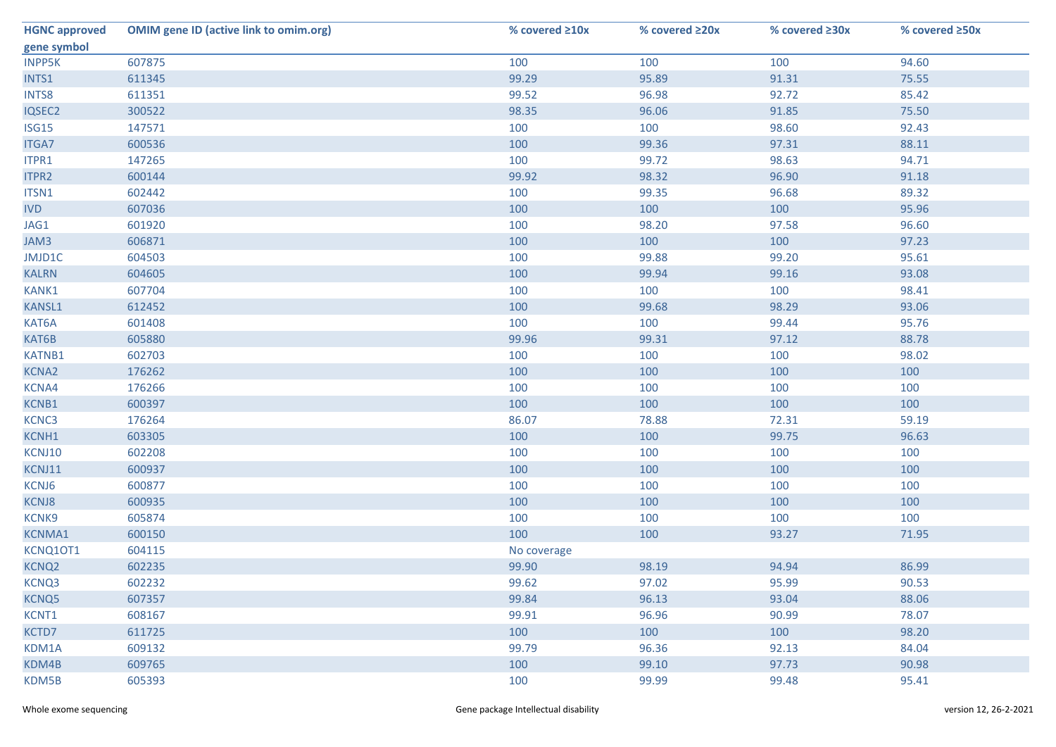| HGNC approved gene symbol | OMIM gene ID (active link to omim.org) | % covered ≥10x | % covered ≥20x | % covered ≥30x | % covered ≥50x |
|---|---|---|---|---|---|
| INPP5K | 607875 | 100 | 100 | 100 | 94.60 |
| INTS1 | 611345 | 99.29 | 95.89 | 91.31 | 75.55 |
| INTS8 | 611351 | 99.52 | 96.98 | 92.72 | 85.42 |
| IQSEC2 | 300522 | 98.35 | 96.06 | 91.85 | 75.50 |
| ISG15 | 147571 | 100 | 100 | 98.60 | 92.43 |
| ITGA7 | 600536 | 100 | 99.36 | 97.31 | 88.11 |
| ITPR1 | 147265 | 100 | 99.72 | 98.63 | 94.71 |
| ITPR2 | 600144 | 99.92 | 98.32 | 96.90 | 91.18 |
| ITSN1 | 602442 | 100 | 99.35 | 96.68 | 89.32 |
| IVD | 607036 | 100 | 100 | 100 | 95.96 |
| JAG1 | 601920 | 100 | 98.20 | 97.58 | 96.60 |
| JAM3 | 606871 | 100 | 100 | 100 | 97.23 |
| JMJD1C | 604503 | 100 | 99.88 | 99.20 | 95.61 |
| KALRN | 604605 | 100 | 99.94 | 99.16 | 93.08 |
| KANK1 | 607704 | 100 | 100 | 100 | 98.41 |
| KANSL1 | 612452 | 100 | 99.68 | 98.29 | 93.06 |
| KAT6A | 601408 | 100 | 100 | 99.44 | 95.76 |
| KAT6B | 605880 | 99.96 | 99.31 | 97.12 | 88.78 |
| KATNB1 | 602703 | 100 | 100 | 100 | 98.02 |
| KCNA2 | 176262 | 100 | 100 | 100 | 100 |
| KCNA4 | 176266 | 100 | 100 | 100 | 100 |
| KCNB1 | 600397 | 100 | 100 | 100 | 100 |
| KCNC3 | 176264 | 86.07 | 78.88 | 72.31 | 59.19 |
| KCNH1 | 603305 | 100 | 100 | 99.75 | 96.63 |
| KCNJ10 | 602208 | 100 | 100 | 100 | 100 |
| KCNJ11 | 600937 | 100 | 100 | 100 | 100 |
| KCNJ6 | 600877 | 100 | 100 | 100 | 100 |
| KCNJ8 | 600935 | 100 | 100 | 100 | 100 |
| KCNK9 | 605874 | 100 | 100 | 100 | 100 |
| KCNMA1 | 600150 | 100 | 100 | 93.27 | 71.95 |
| KCNQ1OT1 | 604115 | No coverage | | | |
| KCNQ2 | 602235 | 99.90 | 98.19 | 94.94 | 86.99 |
| KCNQ3 | 602232 | 99.62 | 97.02 | 95.99 | 90.53 |
| KCNQ5 | 607357 | 99.84 | 96.13 | 93.04 | 88.06 |
| KCNT1 | 608167 | 99.91 | 96.96 | 90.99 | 78.07 |
| KCTD7 | 611725 | 100 | 100 | 100 | 98.20 |
| KDM1A | 609132 | 99.79 | 96.36 | 92.13 | 84.04 |
| KDM4B | 609765 | 100 | 99.10 | 97.73 | 90.98 |
| KDM5B | 605393 | 100 | 99.99 | 99.48 | 95.41 |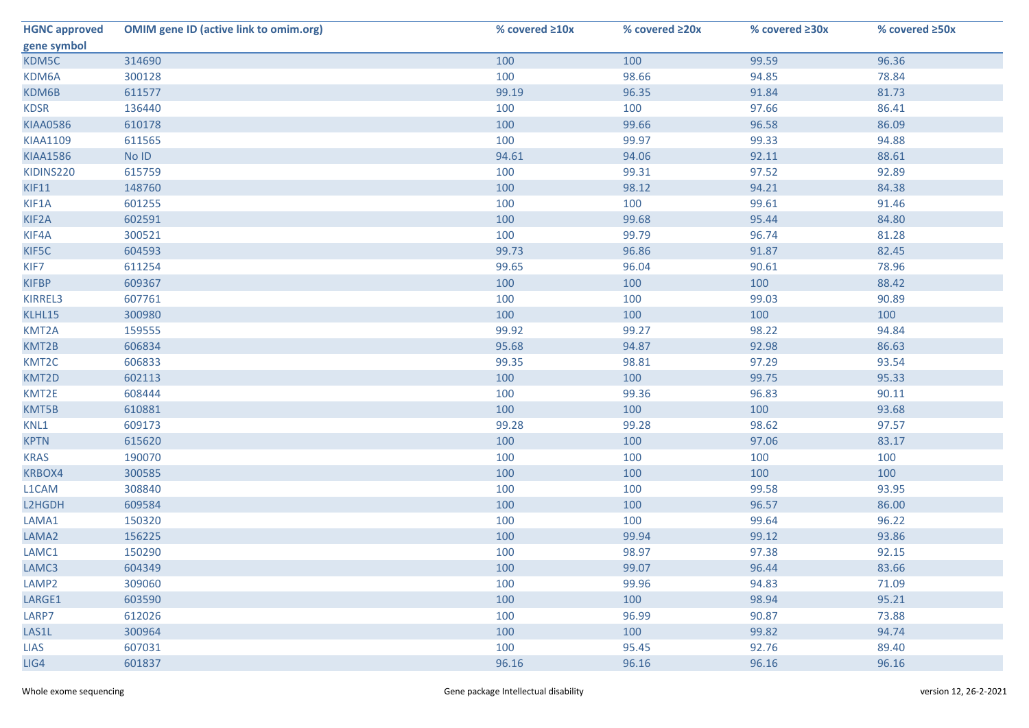| HGNC approved gene symbol | OMIM gene ID (active link to omim.org) | % covered ≥10x | % covered ≥20x | % covered ≥30x | % covered ≥50x |
|---|---|---|---|---|---|
| KDM5C | 314690 | 100 | 100 | 99.59 | 96.36 |
| KDM6A | 300128 | 100 | 98.66 | 94.85 | 78.84 |
| KDM6B | 611577 | 99.19 | 96.35 | 91.84 | 81.73 |
| KDSR | 136440 | 100 | 100 | 97.66 | 86.41 |
| KIAA0586 | 610178 | 100 | 99.66 | 96.58 | 86.09 |
| KIAA1109 | 611565 | 100 | 99.97 | 99.33 | 94.88 |
| KIAA1586 | No ID | 94.61 | 94.06 | 92.11 | 88.61 |
| KIDINS220 | 615759 | 100 | 99.31 | 97.52 | 92.89 |
| KIF11 | 148760 | 100 | 98.12 | 94.21 | 84.38 |
| KIF1A | 601255 | 100 | 100 | 99.61 | 91.46 |
| KIF2A | 602591 | 100 | 99.68 | 95.44 | 84.80 |
| KIF4A | 300521 | 100 | 99.79 | 96.74 | 81.28 |
| KIF5C | 604593 | 99.73 | 96.86 | 91.87 | 82.45 |
| KIF7 | 611254 | 99.65 | 96.04 | 90.61 | 78.96 |
| KIFBP | 609367 | 100 | 100 | 100 | 88.42 |
| KIRREL3 | 607761 | 100 | 100 | 99.03 | 90.89 |
| KLHL15 | 300980 | 100 | 100 | 100 | 100 |
| KMT2A | 159555 | 99.92 | 99.27 | 98.22 | 94.84 |
| KMT2B | 606834 | 95.68 | 94.87 | 92.98 | 86.63 |
| KMT2C | 606833 | 99.35 | 98.81 | 97.29 | 93.54 |
| KMT2D | 602113 | 100 | 100 | 99.75 | 95.33 |
| KMT2E | 608444 | 100 | 99.36 | 96.83 | 90.11 |
| KMT5B | 610881 | 100 | 100 | 100 | 93.68 |
| KNL1 | 609173 | 99.28 | 99.28 | 98.62 | 97.57 |
| KPTN | 615620 | 100 | 100 | 97.06 | 83.17 |
| KRAS | 190070 | 100 | 100 | 100 | 100 |
| KRBOX4 | 300585 | 100 | 100 | 100 | 100 |
| L1CAM | 308840 | 100 | 100 | 99.58 | 93.95 |
| L2HGDH | 609584 | 100 | 100 | 96.57 | 86.00 |
| LAMA1 | 150320 | 100 | 100 | 99.64 | 96.22 |
| LAMA2 | 156225 | 100 | 99.94 | 99.12 | 93.86 |
| LAMC1 | 150290 | 100 | 98.97 | 97.38 | 92.15 |
| LAMC3 | 604349 | 100 | 99.07 | 96.44 | 83.66 |
| LAMP2 | 309060 | 100 | 99.96 | 94.83 | 71.09 |
| LARGE1 | 603590 | 100 | 100 | 98.94 | 95.21 |
| LARP7 | 612026 | 100 | 96.99 | 90.87 | 73.88 |
| LAS1L | 300964 | 100 | 100 | 99.82 | 94.74 |
| LIAS | 607031 | 100 | 95.45 | 92.76 | 89.40 |
| LIG4 | 601837 | 96.16 | 96.16 | 96.16 | 96.16 |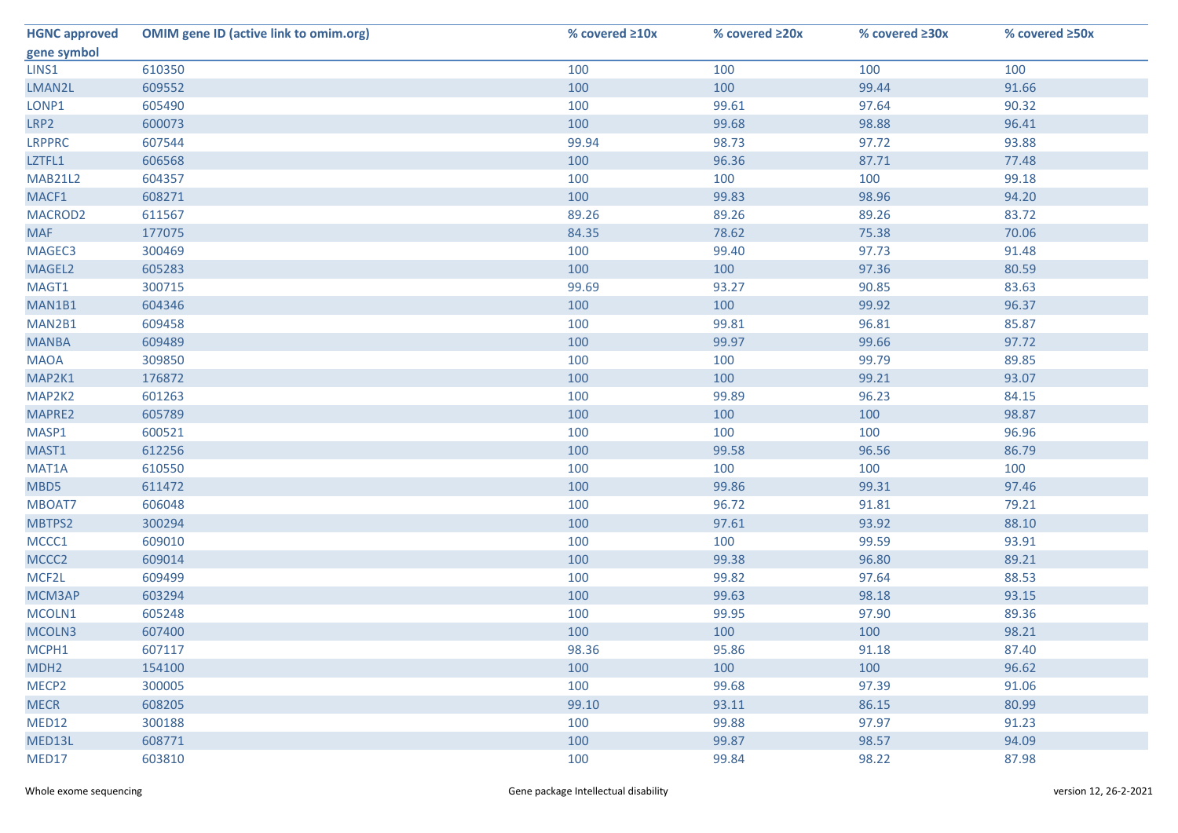| HGNC approved gene symbol | OMIM gene ID (active link to omim.org) | % covered ≥10x | % covered ≥20x | % covered ≥30x | % covered ≥50x |
|---|---|---|---|---|---|
| LINS1 | 610350 | 100 | 100 | 100 | 100 |
| LMAN2L | 609552 | 100 | 100 | 99.44 | 91.66 |
| LONP1 | 605490 | 100 | 99.61 | 97.64 | 90.32 |
| LRP2 | 600073 | 100 | 99.68 | 98.88 | 96.41 |
| LRPPRC | 607544 | 99.94 | 98.73 | 97.72 | 93.88 |
| LZTFL1 | 606568 | 100 | 96.36 | 87.71 | 77.48 |
| MAB21L2 | 604357 | 100 | 100 | 100 | 99.18 |
| MACF1 | 608271 | 100 | 99.83 | 98.96 | 94.20 |
| MACROD2 | 611567 | 89.26 | 89.26 | 89.26 | 83.72 |
| MAF | 177075 | 84.35 | 78.62 | 75.38 | 70.06 |
| MAGEC3 | 300469 | 100 | 99.40 | 97.73 | 91.48 |
| MAGEL2 | 605283 | 100 | 100 | 97.36 | 80.59 |
| MAGT1 | 300715 | 99.69 | 93.27 | 90.85 | 83.63 |
| MAN1B1 | 604346 | 100 | 100 | 99.92 | 96.37 |
| MAN2B1 | 609458 | 100 | 99.81 | 96.81 | 85.87 |
| MANBA | 609489 | 100 | 99.97 | 99.66 | 97.72 |
| MAOA | 309850 | 100 | 100 | 99.79 | 89.85 |
| MAP2K1 | 176872 | 100 | 100 | 99.21 | 93.07 |
| MAP2K2 | 601263 | 100 | 99.89 | 96.23 | 84.15 |
| MAPRE2 | 605789 | 100 | 100 | 100 | 98.87 |
| MASP1 | 600521 | 100 | 100 | 100 | 96.96 |
| MAST1 | 612256 | 100 | 99.58 | 96.56 | 86.79 |
| MAT1A | 610550 | 100 | 100 | 100 | 100 |
| MBD5 | 611472 | 100 | 99.86 | 99.31 | 97.46 |
| MBOAT7 | 606048 | 100 | 96.72 | 91.81 | 79.21 |
| MBTPS2 | 300294 | 100 | 97.61 | 93.92 | 88.10 |
| MCCC1 | 609010 | 100 | 100 | 99.59 | 93.91 |
| MCCC2 | 609014 | 100 | 99.38 | 96.80 | 89.21 |
| MCF2L | 609499 | 100 | 99.82 | 97.64 | 88.53 |
| MCM3AP | 603294 | 100 | 99.63 | 98.18 | 93.15 |
| MCOLN1 | 605248 | 100 | 99.95 | 97.90 | 89.36 |
| MCOLN3 | 607400 | 100 | 100 | 100 | 98.21 |
| MCPH1 | 607117 | 98.36 | 95.86 | 91.18 | 87.40 |
| MDH2 | 154100 | 100 | 100 | 100 | 96.62 |
| MECP2 | 300005 | 100 | 99.68 | 97.39 | 91.06 |
| MECR | 608205 | 99.10 | 93.11 | 86.15 | 80.99 |
| MED12 | 300188 | 100 | 99.88 | 97.97 | 91.23 |
| MED13L | 608771 | 100 | 99.87 | 98.57 | 94.09 |
| MED17 | 603810 | 100 | 99.84 | 98.22 | 87.98 |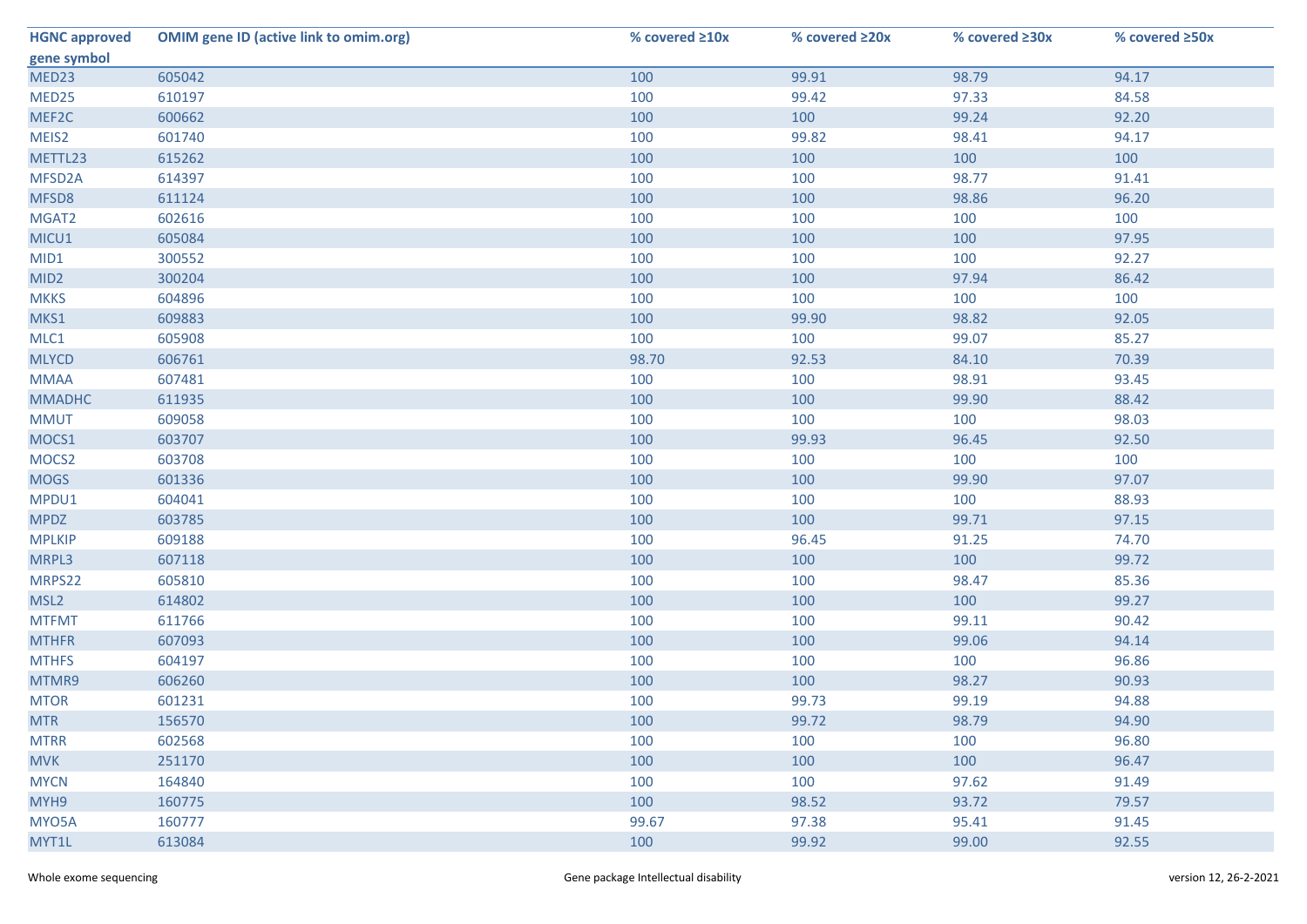| HGNC approved gene symbol | OMIM gene ID (active link to omim.org) | % covered ≥10x | % covered ≥20x | % covered ≥30x | % covered ≥50x |
|---|---|---|---|---|---|
| MED23 | 605042 | 100 | 99.91 | 98.79 | 94.17 |
| MED25 | 610197 | 100 | 99.42 | 97.33 | 84.58 |
| MEF2C | 600662 | 100 | 100 | 99.24 | 92.20 |
| MEIS2 | 601740 | 100 | 99.82 | 98.41 | 94.17 |
| METTL23 | 615262 | 100 | 100 | 100 | 100 |
| MFSD2A | 614397 | 100 | 100 | 98.77 | 91.41 |
| MFSD8 | 611124 | 100 | 100 | 98.86 | 96.20 |
| MGAT2 | 602616 | 100 | 100 | 100 | 100 |
| MICU1 | 605084 | 100 | 100 | 100 | 97.95 |
| MID1 | 300552 | 100 | 100 | 100 | 92.27 |
| MID2 | 300204 | 100 | 100 | 97.94 | 86.42 |
| MKKS | 604896 | 100 | 100 | 100 | 100 |
| MKS1 | 609883 | 100 | 99.90 | 98.82 | 92.05 |
| MLC1 | 605908 | 100 | 100 | 99.07 | 85.27 |
| MLYCD | 606761 | 98.70 | 92.53 | 84.10 | 70.39 |
| MMAA | 607481 | 100 | 100 | 98.91 | 93.45 |
| MMADHC | 611935 | 100 | 100 | 99.90 | 88.42 |
| MMUT | 609058 | 100 | 100 | 100 | 98.03 |
| MOCS1 | 603707 | 100 | 99.93 | 96.45 | 92.50 |
| MOCS2 | 603708 | 100 | 100 | 100 | 100 |
| MOGS | 601336 | 100 | 100 | 99.90 | 97.07 |
| MPDU1 | 604041 | 100 | 100 | 100 | 88.93 |
| MPDZ | 603785 | 100 | 100 | 99.71 | 97.15 |
| MPLKIP | 609188 | 100 | 96.45 | 91.25 | 74.70 |
| MRPL3 | 607118 | 100 | 100 | 100 | 99.72 |
| MRPS22 | 605810 | 100 | 100 | 98.47 | 85.36 |
| MSL2 | 614802 | 100 | 100 | 100 | 99.27 |
| MTFMT | 611766 | 100 | 100 | 99.11 | 90.42 |
| MTHFR | 607093 | 100 | 100 | 99.06 | 94.14 |
| MTHFS | 604197 | 100 | 100 | 100 | 96.86 |
| MTMR9 | 606260 | 100 | 100 | 98.27 | 90.93 |
| MTOR | 601231 | 100 | 99.73 | 99.19 | 94.88 |
| MTR | 156570 | 100 | 99.72 | 98.79 | 94.90 |
| MTRR | 602568 | 100 | 100 | 100 | 96.80 |
| MVK | 251170 | 100 | 100 | 100 | 96.47 |
| MYCN | 164840 | 100 | 100 | 97.62 | 91.49 |
| MYH9 | 160775 | 100 | 98.52 | 93.72 | 79.57 |
| MYO5A | 160777 | 99.67 | 97.38 | 95.41 | 91.45 |
| MYT1L | 613084 | 100 | 99.92 | 99.00 | 92.55 |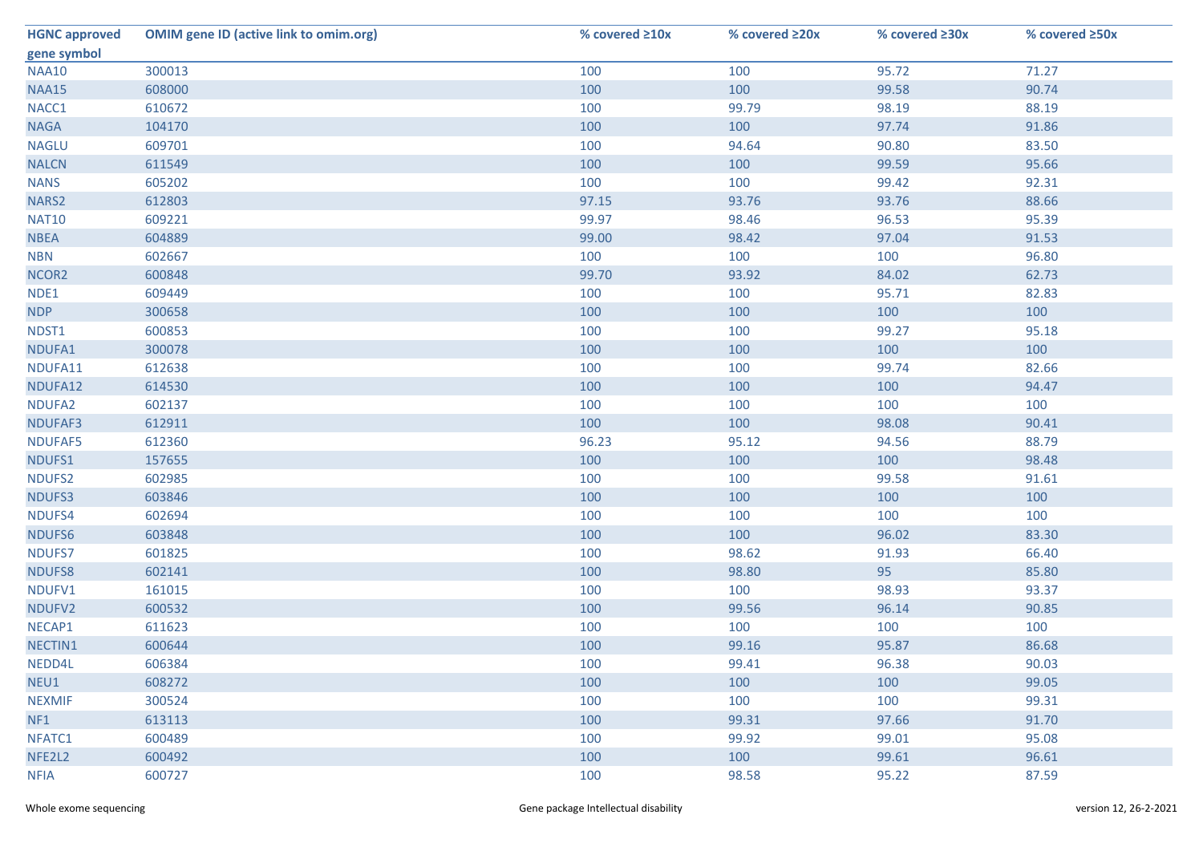| HGNC approved gene symbol | OMIM gene ID (active link to omim.org) | % covered ≥10x | % covered ≥20x | % covered ≥30x | % covered ≥50x |
|---|---|---|---|---|---|
| NAA10 | 300013 | 100 | 100 | 95.72 | 71.27 |
| NAA15 | 608000 | 100 | 100 | 99.58 | 90.74 |
| NACC1 | 610672 | 100 | 99.79 | 98.19 | 88.19 |
| NAGA | 104170 | 100 | 100 | 97.74 | 91.86 |
| NAGLU | 609701 | 100 | 94.64 | 90.80 | 83.50 |
| NALCN | 611549 | 100 | 100 | 99.59 | 95.66 |
| NANS | 605202 | 100 | 100 | 99.42 | 92.31 |
| NARS2 | 612803 | 97.15 | 93.76 | 93.76 | 88.66 |
| NAT10 | 609221 | 99.97 | 98.46 | 96.53 | 95.39 |
| NBEA | 604889 | 99.00 | 98.42 | 97.04 | 91.53 |
| NBN | 602667 | 100 | 100 | 100 | 96.80 |
| NCOR2 | 600848 | 99.70 | 93.92 | 84.02 | 62.73 |
| NDE1 | 609449 | 100 | 100 | 95.71 | 82.83 |
| NDP | 300658 | 100 | 100 | 100 | 100 |
| NDST1 | 600853 | 100 | 100 | 99.27 | 95.18 |
| NDUFA1 | 300078 | 100 | 100 | 100 | 100 |
| NDUFA11 | 612638 | 100 | 100 | 99.74 | 82.66 |
| NDUFA12 | 614530 | 100 | 100 | 100 | 94.47 |
| NDUFA2 | 602137 | 100 | 100 | 100 | 100 |
| NDUFAF3 | 612911 | 100 | 100 | 98.08 | 90.41 |
| NDUFAF5 | 612360 | 96.23 | 95.12 | 94.56 | 88.79 |
| NDUFS1 | 157655 | 100 | 100 | 100 | 98.48 |
| NDUFS2 | 602985 | 100 | 100 | 99.58 | 91.61 |
| NDUFS3 | 603846 | 100 | 100 | 100 | 100 |
| NDUFS4 | 602694 | 100 | 100 | 100 | 100 |
| NDUFS6 | 603848 | 100 | 100 | 96.02 | 83.30 |
| NDUFS7 | 601825 | 100 | 98.62 | 91.93 | 66.40 |
| NDUFS8 | 602141 | 100 | 98.80 | 95 | 85.80 |
| NDUFV1 | 161015 | 100 | 100 | 98.93 | 93.37 |
| NDUFV2 | 600532 | 100 | 99.56 | 96.14 | 90.85 |
| NECAP1 | 611623 | 100 | 100 | 100 | 100 |
| NECTIN1 | 600644 | 100 | 99.16 | 95.87 | 86.68 |
| NEDD4L | 606384 | 100 | 99.41 | 96.38 | 90.03 |
| NEU1 | 608272 | 100 | 100 | 100 | 99.05 |
| NEXMIF | 300524 | 100 | 100 | 100 | 99.31 |
| NF1 | 613113 | 100 | 99.31 | 97.66 | 91.70 |
| NFATC1 | 600489 | 100 | 99.92 | 99.01 | 95.08 |
| NFE2L2 | 600492 | 100 | 100 | 99.61 | 96.61 |
| NFIA | 600727 | 100 | 98.58 | 95.22 | 87.59 |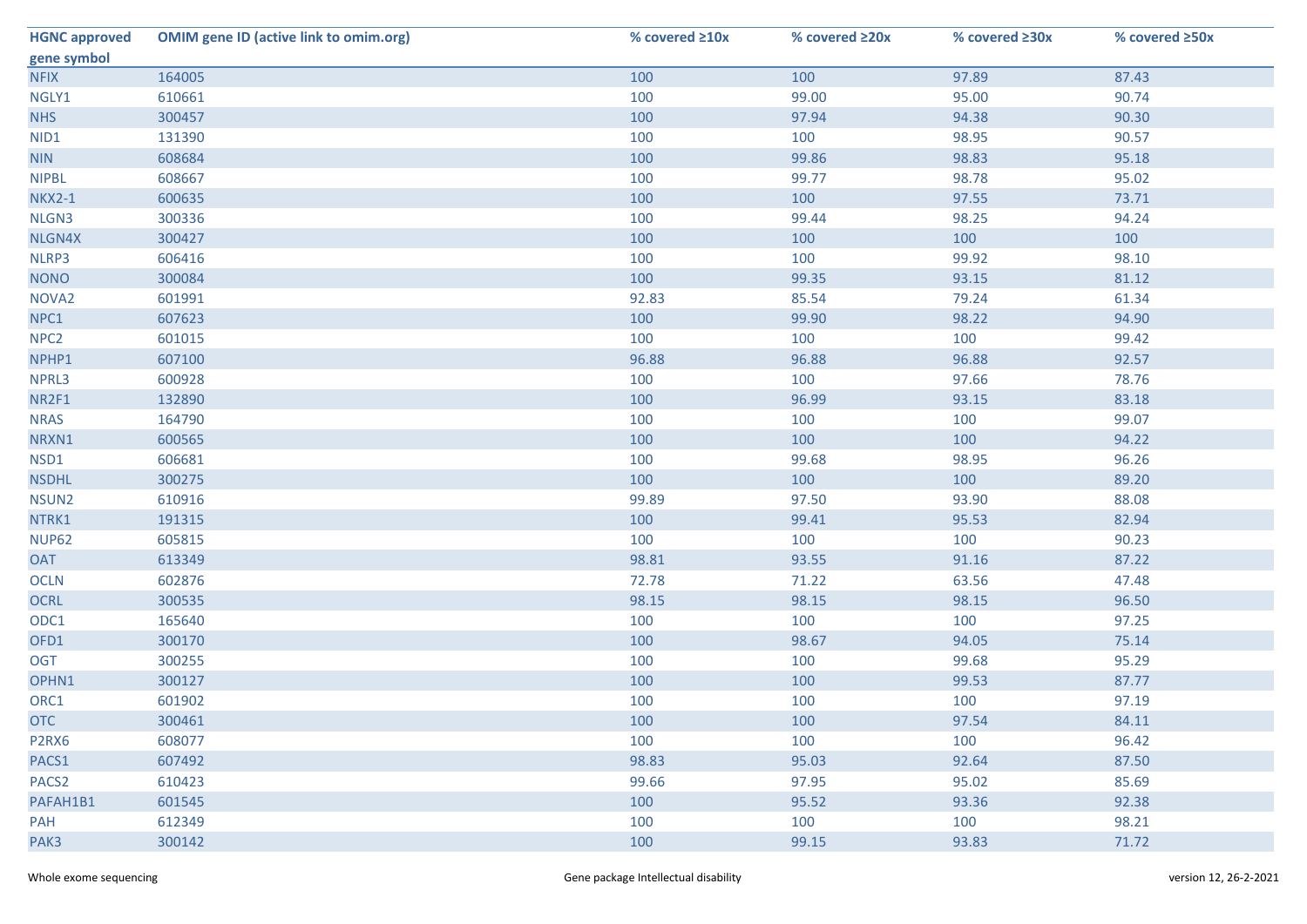| HGNC approved gene symbol | OMIM gene ID (active link to omim.org) | % covered ≥10x | % covered ≥20x | % covered ≥30x | % covered ≥50x |
|---|---|---|---|---|---|
| NFIX | 164005 | 100 | 100 | 97.89 | 87.43 |
| NGLY1 | 610661 | 100 | 99.00 | 95.00 | 90.74 |
| NHS | 300457 | 100 | 97.94 | 94.38 | 90.30 |
| NID1 | 131390 | 100 | 100 | 98.95 | 90.57 |
| NIN | 608684 | 100 | 99.86 | 98.83 | 95.18 |
| NIPBL | 608667 | 100 | 99.77 | 98.78 | 95.02 |
| NKX2-1 | 600635 | 100 | 100 | 97.55 | 73.71 |
| NLGN3 | 300336 | 100 | 99.44 | 98.25 | 94.24 |
| NLGN4X | 300427 | 100 | 100 | 100 | 100 |
| NLRP3 | 606416 | 100 | 100 | 99.92 | 98.10 |
| NONO | 300084 | 100 | 99.35 | 93.15 | 81.12 |
| NOVA2 | 601991 | 92.83 | 85.54 | 79.24 | 61.34 |
| NPC1 | 607623 | 100 | 99.90 | 98.22 | 94.90 |
| NPC2 | 601015 | 100 | 100 | 100 | 99.42 |
| NPHP1 | 607100 | 96.88 | 96.88 | 96.88 | 92.57 |
| NPRL3 | 600928 | 100 | 100 | 97.66 | 78.76 |
| NR2F1 | 132890 | 100 | 96.99 | 93.15 | 83.18 |
| NRAS | 164790 | 100 | 100 | 100 | 99.07 |
| NRXN1 | 600565 | 100 | 100 | 100 | 94.22 |
| NSD1 | 606681 | 100 | 99.68 | 98.95 | 96.26 |
| NSDHL | 300275 | 100 | 100 | 100 | 89.20 |
| NSUN2 | 610916 | 99.89 | 97.50 | 93.90 | 88.08 |
| NTRK1 | 191315 | 100 | 99.41 | 95.53 | 82.94 |
| NUP62 | 605815 | 100 | 100 | 100 | 90.23 |
| OAT | 613349 | 98.81 | 93.55 | 91.16 | 87.22 |
| OCLN | 602876 | 72.78 | 71.22 | 63.56 | 47.48 |
| OCRL | 300535 | 98.15 | 98.15 | 98.15 | 96.50 |
| ODC1 | 165640 | 100 | 100 | 100 | 97.25 |
| OFD1 | 300170 | 100 | 98.67 | 94.05 | 75.14 |
| OGT | 300255 | 100 | 100 | 99.68 | 95.29 |
| OPHN1 | 300127 | 100 | 100 | 99.53 | 87.77 |
| ORC1 | 601902 | 100 | 100 | 100 | 97.19 |
| OTC | 300461 | 100 | 100 | 97.54 | 84.11 |
| P2RX6 | 608077 | 100 | 100 | 100 | 96.42 |
| PACS1 | 607492 | 98.83 | 95.03 | 92.64 | 87.50 |
| PACS2 | 610423 | 99.66 | 97.95 | 95.02 | 85.69 |
| PAFAH1B1 | 601545 | 100 | 95.52 | 93.36 | 92.38 |
| PAH | 612349 | 100 | 100 | 100 | 98.21 |
| PAK3 | 300142 | 100 | 99.15 | 93.83 | 71.72 |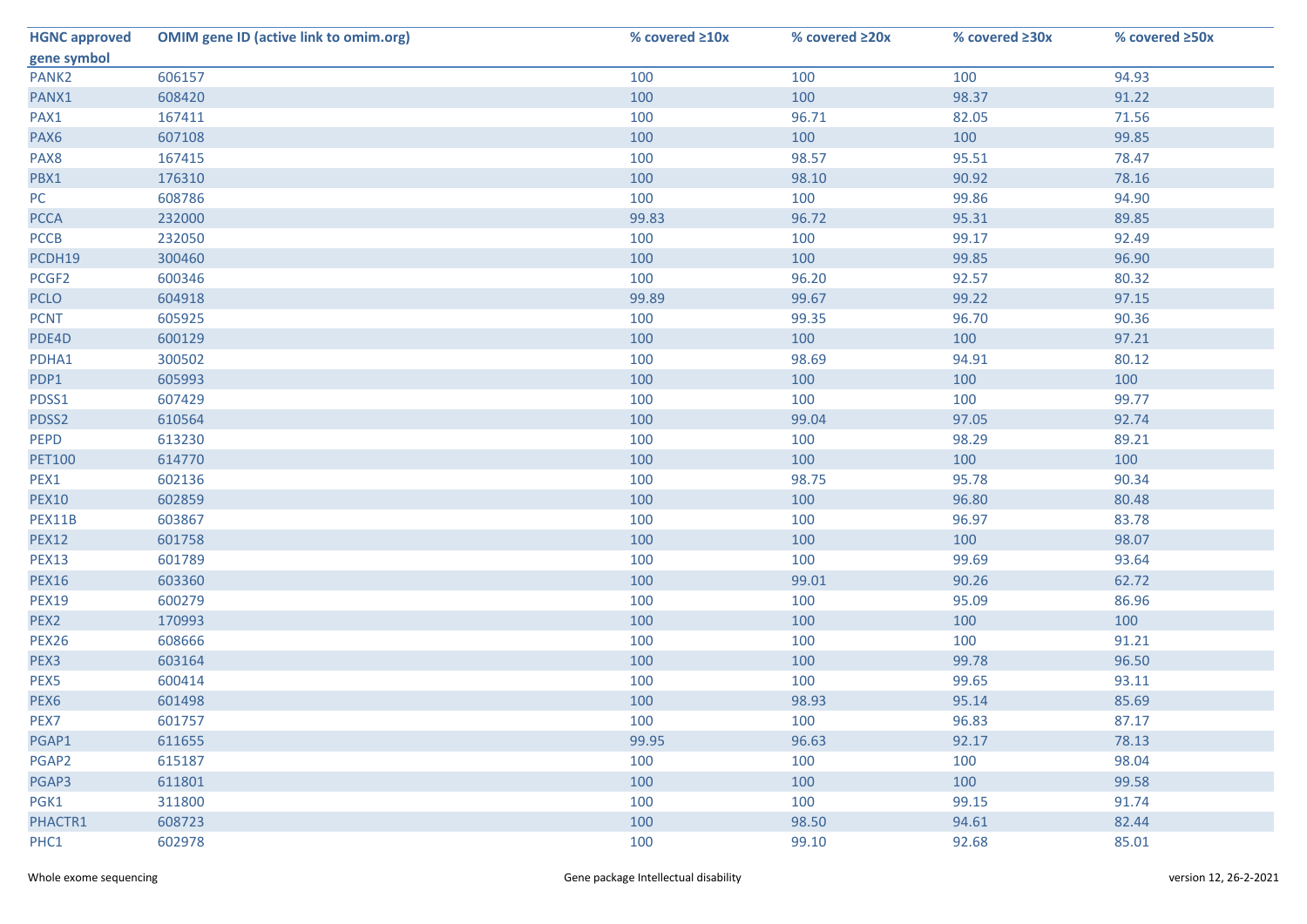| HGNC approved gene symbol | OMIM gene ID (active link to omim.org) | % covered ≥10x | % covered ≥20x | % covered ≥30x | % covered ≥50x |
|---|---|---|---|---|---|
| PANK2 | 606157 | 100 | 100 | 100 | 94.93 |
| PANX1 | 608420 | 100 | 100 | 98.37 | 91.22 |
| PAX1 | 167411 | 100 | 96.71 | 82.05 | 71.56 |
| PAX6 | 607108 | 100 | 100 | 100 | 99.85 |
| PAX8 | 167415 | 100 | 98.57 | 95.51 | 78.47 |
| PBX1 | 176310 | 100 | 98.10 | 90.92 | 78.16 |
| PC | 608786 | 100 | 100 | 99.86 | 94.90 |
| PCCA | 232000 | 99.83 | 96.72 | 95.31 | 89.85 |
| PCCB | 232050 | 100 | 100 | 99.17 | 92.49 |
| PCDH19 | 300460 | 100 | 100 | 99.85 | 96.90 |
| PCGF2 | 600346 | 100 | 96.20 | 92.57 | 80.32 |
| PCLO | 604918 | 99.89 | 99.67 | 99.22 | 97.15 |
| PCNT | 605925 | 100 | 99.35 | 96.70 | 90.36 |
| PDE4D | 600129 | 100 | 100 | 100 | 97.21 |
| PDHA1 | 300502 | 100 | 98.69 | 94.91 | 80.12 |
| PDP1 | 605993 | 100 | 100 | 100 | 100 |
| PDSS1 | 607429 | 100 | 100 | 100 | 99.77 |
| PDSS2 | 610564 | 100 | 99.04 | 97.05 | 92.74 |
| PEPD | 613230 | 100 | 100 | 98.29 | 89.21 |
| PET100 | 614770 | 100 | 100 | 100 | 100 |
| PEX1 | 602136 | 100 | 98.75 | 95.78 | 90.34 |
| PEX10 | 602859 | 100 | 100 | 96.80 | 80.48 |
| PEX11B | 603867 | 100 | 100 | 96.97 | 83.78 |
| PEX12 | 601758 | 100 | 100 | 100 | 98.07 |
| PEX13 | 601789 | 100 | 100 | 99.69 | 93.64 |
| PEX16 | 603360 | 100 | 99.01 | 90.26 | 62.72 |
| PEX19 | 600279 | 100 | 100 | 95.09 | 86.96 |
| PEX2 | 170993 | 100 | 100 | 100 | 100 |
| PEX26 | 608666 | 100 | 100 | 100 | 91.21 |
| PEX3 | 603164 | 100 | 100 | 99.78 | 96.50 |
| PEX5 | 600414 | 100 | 100 | 99.65 | 93.11 |
| PEX6 | 601498 | 100 | 98.93 | 95.14 | 85.69 |
| PEX7 | 601757 | 100 | 100 | 96.83 | 87.17 |
| PGAP1 | 611655 | 99.95 | 96.63 | 92.17 | 78.13 |
| PGAP2 | 615187 | 100 | 100 | 100 | 98.04 |
| PGAP3 | 611801 | 100 | 100 | 100 | 99.58 |
| PGK1 | 311800 | 100 | 100 | 99.15 | 91.74 |
| PHACTR1 | 608723 | 100 | 98.50 | 94.61 | 82.44 |
| PHC1 | 602978 | 100 | 99.10 | 92.68 | 85.01 |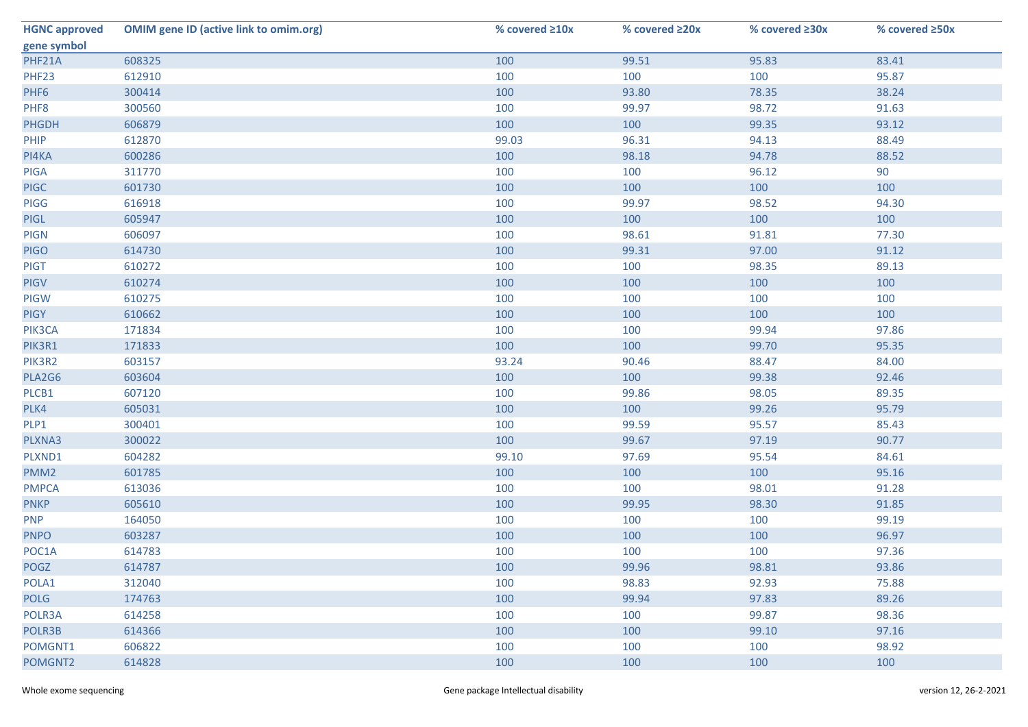| HGNC approved gene symbol | OMIM gene ID (active link to omim.org) | % covered ≥10x | % covered ≥20x | % covered ≥30x | % covered ≥50x |
|---|---|---|---|---|---|
| PHF21A | 608325 | 100 | 99.51 | 95.83 | 83.41 |
| PHF23 | 612910 | 100 | 100 | 100 | 95.87 |
| PHF6 | 300414 | 100 | 93.80 | 78.35 | 38.24 |
| PHF8 | 300560 | 100 | 99.97 | 98.72 | 91.63 |
| PHGDH | 606879 | 100 | 100 | 99.35 | 93.12 |
| PHIP | 612870 | 99.03 | 96.31 | 94.13 | 88.49 |
| PI4KA | 600286 | 100 | 98.18 | 94.78 | 88.52 |
| PIGA | 311770 | 100 | 100 | 96.12 | 90 |
| PIGC | 601730 | 100 | 100 | 100 | 100 |
| PIGG | 616918 | 100 | 99.97 | 98.52 | 94.30 |
| PIGL | 605947 | 100 | 100 | 100 | 100 |
| PIGN | 606097 | 100 | 98.61 | 91.81 | 77.30 |
| PIGO | 614730 | 100 | 99.31 | 97.00 | 91.12 |
| PIGT | 610272 | 100 | 100 | 98.35 | 89.13 |
| PIGV | 610274 | 100 | 100 | 100 | 100 |
| PIGW | 610275 | 100 | 100 | 100 | 100 |
| PIGY | 610662 | 100 | 100 | 100 | 100 |
| PIK3CA | 171834 | 100 | 100 | 99.94 | 97.86 |
| PIK3R1 | 171833 | 100 | 100 | 99.70 | 95.35 |
| PIK3R2 | 603157 | 93.24 | 90.46 | 88.47 | 84.00 |
| PLA2G6 | 603604 | 100 | 100 | 99.38 | 92.46 |
| PLCB1 | 607120 | 100 | 99.86 | 98.05 | 89.35 |
| PLK4 | 605031 | 100 | 100 | 99.26 | 95.79 |
| PLP1 | 300401 | 100 | 99.59 | 95.57 | 85.43 |
| PLXNA3 | 300022 | 100 | 99.67 | 97.19 | 90.77 |
| PLXND1 | 604282 | 99.10 | 97.69 | 95.54 | 84.61 |
| PMM2 | 601785 | 100 | 100 | 100 | 95.16 |
| PMPCA | 613036 | 100 | 100 | 98.01 | 91.28 |
| PNKP | 605610 | 100 | 99.95 | 98.30 | 91.85 |
| PNP | 164050 | 100 | 100 | 100 | 99.19 |
| PNPO | 603287 | 100 | 100 | 100 | 96.97 |
| POC1A | 614783 | 100 | 100 | 100 | 97.36 |
| POGZ | 614787 | 100 | 99.96 | 98.81 | 93.86 |
| POLA1 | 312040 | 100 | 98.83 | 92.93 | 75.88 |
| POLG | 174763 | 100 | 99.94 | 97.83 | 89.26 |
| POLR3A | 614258 | 100 | 100 | 99.87 | 98.36 |
| POLR3B | 614366 | 100 | 100 | 99.10 | 97.16 |
| POMGNT1 | 606822 | 100 | 100 | 100 | 98.92 |
| POMGNT2 | 614828 | 100 | 100 | 100 | 100 |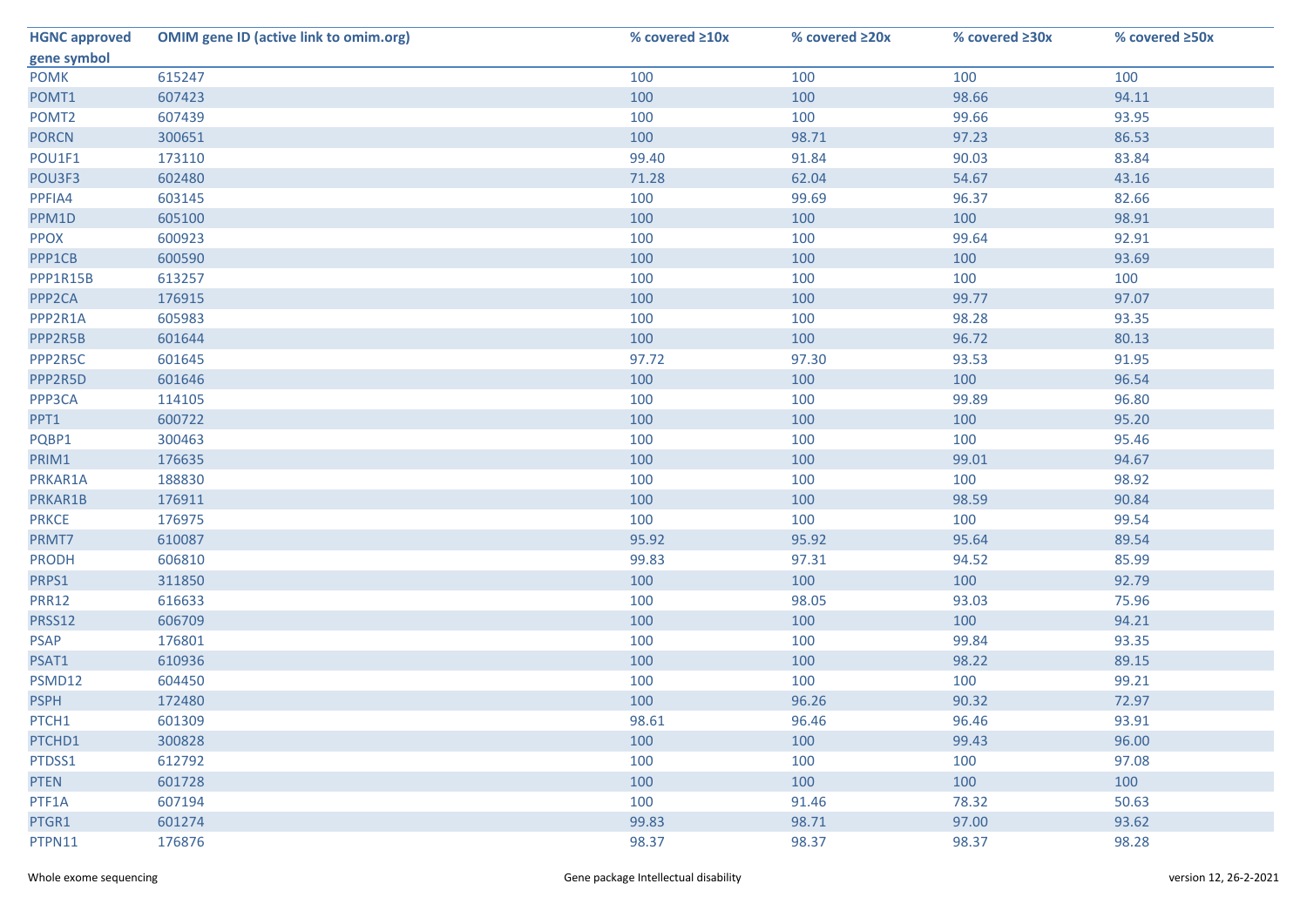| HGNC approved gene symbol | OMIM gene ID (active link to omim.org) | % covered ≥10x | % covered ≥20x | % covered ≥30x | % covered ≥50x |
|---|---|---|---|---|---|
| POMK | 615247 | 100 | 100 | 100 | 100 |
| POMT1 | 607423 | 100 | 100 | 98.66 | 94.11 |
| POMT2 | 607439 | 100 | 100 | 99.66 | 93.95 |
| PORCN | 300651 | 100 | 98.71 | 97.23 | 86.53 |
| POU1F1 | 173110 | 99.40 | 91.84 | 90.03 | 83.84 |
| POU3F3 | 602480 | 71.28 | 62.04 | 54.67 | 43.16 |
| PPFIA4 | 603145 | 100 | 99.69 | 96.37 | 82.66 |
| PPM1D | 605100 | 100 | 100 | 100 | 98.91 |
| PPOX | 600923 | 100 | 100 | 99.64 | 92.91 |
| PPP1CB | 600590 | 100 | 100 | 100 | 93.69 |
| PPP1R15B | 613257 | 100 | 100 | 100 | 100 |
| PPP2CA | 176915 | 100 | 100 | 99.77 | 97.07 |
| PPP2R1A | 605983 | 100 | 100 | 98.28 | 93.35 |
| PPP2R5B | 601644 | 100 | 100 | 96.72 | 80.13 |
| PPP2R5C | 601645 | 97.72 | 97.30 | 93.53 | 91.95 |
| PPP2R5D | 601646 | 100 | 100 | 100 | 96.54 |
| PPP3CA | 114105 | 100 | 100 | 99.89 | 96.80 |
| PPT1 | 600722 | 100 | 100 | 100 | 95.20 |
| PQBP1 | 300463 | 100 | 100 | 100 | 95.46 |
| PRIM1 | 176635 | 100 | 100 | 99.01 | 94.67 |
| PRKAR1A | 188830 | 100 | 100 | 100 | 98.92 |
| PRKAR1B | 176911 | 100 | 100 | 98.59 | 90.84 |
| PRKCE | 176975 | 100 | 100 | 100 | 99.54 |
| PRMT7 | 610087 | 95.92 | 95.92 | 95.64 | 89.54 |
| PRODH | 606810 | 99.83 | 97.31 | 94.52 | 85.99 |
| PRPS1 | 311850 | 100 | 100 | 100 | 92.79 |
| PRR12 | 616633 | 100 | 98.05 | 93.03 | 75.96 |
| PRSS12 | 606709 | 100 | 100 | 100 | 94.21 |
| PSAP | 176801 | 100 | 100 | 99.84 | 93.35 |
| PSAT1 | 610936 | 100 | 100 | 98.22 | 89.15 |
| PSMD12 | 604450 | 100 | 100 | 100 | 99.21 |
| PSPH | 172480 | 100 | 96.26 | 90.32 | 72.97 |
| PTCH1 | 601309 | 98.61 | 96.46 | 96.46 | 93.91 |
| PTCHD1 | 300828 | 100 | 100 | 99.43 | 96.00 |
| PTDSS1 | 612792 | 100 | 100 | 100 | 97.08 |
| PTEN | 601728 | 100 | 100 | 100 | 100 |
| PTF1A | 607194 | 100 | 91.46 | 78.32 | 50.63 |
| PTGR1 | 601274 | 99.83 | 98.71 | 97.00 | 93.62 |
| PTPN11 | 176876 | 98.37 | 98.37 | 98.37 | 98.28 |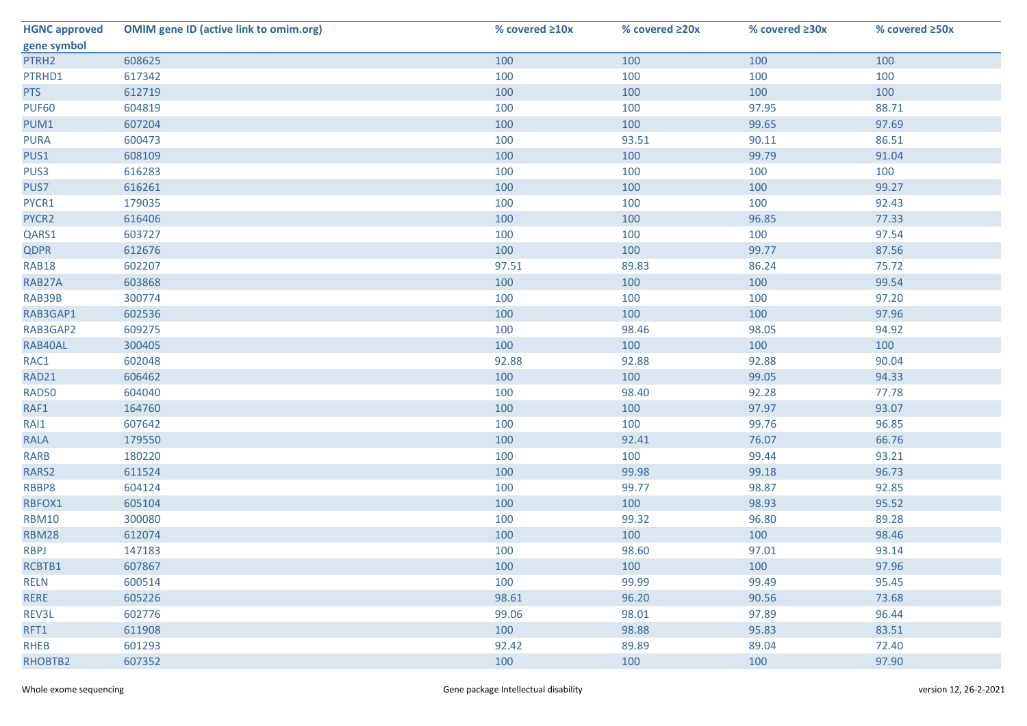| HGNC approved gene symbol | OMIM gene ID (active link to omim.org) | % covered ≥10x | % covered ≥20x | % covered ≥30x | % covered ≥50x |
|---|---|---|---|---|---|
| PTRH2 | 608625 | 100 | 100 | 100 | 100 |
| PTRHD1 | 617342 | 100 | 100 | 100 | 100 |
| PTS | 612719 | 100 | 100 | 100 | 100 |
| PUF60 | 604819 | 100 | 100 | 97.95 | 88.71 |
| PUM1 | 607204 | 100 | 100 | 99.65 | 97.69 |
| PURA | 600473 | 100 | 93.51 | 90.11 | 86.51 |
| PUS1 | 608109 | 100 | 100 | 99.79 | 91.04 |
| PUS3 | 616283 | 100 | 100 | 100 | 100 |
| PUS7 | 616261 | 100 | 100 | 100 | 99.27 |
| PYCR1 | 179035 | 100 | 100 | 100 | 92.43 |
| PYCR2 | 616406 | 100 | 100 | 96.85 | 77.33 |
| QARS1 | 603727 | 100 | 100 | 100 | 97.54 |
| QDPR | 612676 | 100 | 100 | 99.77 | 87.56 |
| RAB18 | 602207 | 97.51 | 89.83 | 86.24 | 75.72 |
| RAB27A | 603868 | 100 | 100 | 100 | 99.54 |
| RAB39B | 300774 | 100 | 100 | 100 | 97.20 |
| RAB3GAP1 | 602536 | 100 | 100 | 100 | 97.96 |
| RAB3GAP2 | 609275 | 100 | 98.46 | 98.05 | 94.92 |
| RAB40AL | 300405 | 100 | 100 | 100 | 100 |
| RAC1 | 602048 | 92.88 | 92.88 | 92.88 | 90.04 |
| RAD21 | 606462 | 100 | 100 | 99.05 | 94.33 |
| RAD50 | 604040 | 100 | 98.40 | 92.28 | 77.78 |
| RAF1 | 164760 | 100 | 100 | 97.97 | 93.07 |
| RAI1 | 607642 | 100 | 100 | 99.76 | 96.85 |
| RALA | 179550 | 100 | 92.41 | 76.07 | 66.76 |
| RARB | 180220 | 100 | 100 | 99.44 | 93.21 |
| RARS2 | 611524 | 100 | 99.98 | 99.18 | 96.73 |
| RBBP8 | 604124 | 100 | 99.77 | 98.87 | 92.85 |
| RBFOX1 | 605104 | 100 | 100 | 98.93 | 95.52 |
| RBM10 | 300080 | 100 | 99.32 | 96.80 | 89.28 |
| RBM28 | 612074 | 100 | 100 | 100 | 98.46 |
| RBPJ | 147183 | 100 | 98.60 | 97.01 | 93.14 |
| RCBTB1 | 607867 | 100 | 100 | 100 | 97.96 |
| RELN | 600514 | 100 | 99.99 | 99.49 | 95.45 |
| RERE | 605226 | 98.61 | 96.20 | 90.56 | 73.68 |
| REV3L | 602776 | 99.06 | 98.01 | 97.89 | 96.44 |
| RFT1 | 611908 | 100 | 98.88 | 95.83 | 83.51 |
| RHEB | 601293 | 92.42 | 89.89 | 89.04 | 72.40 |
| RHOBTB2 | 607352 | 100 | 100 | 100 | 97.90 |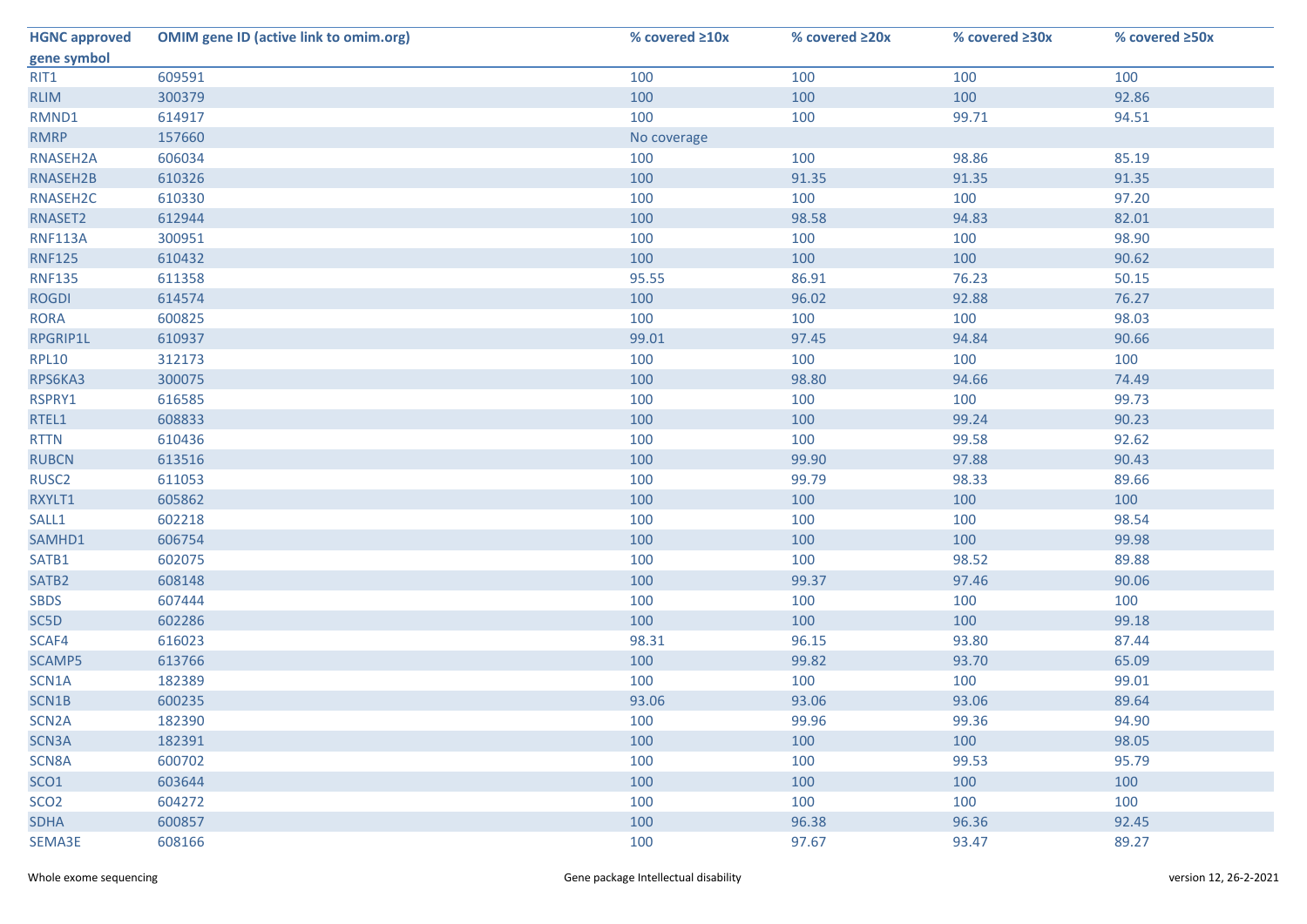| HGNC approved gene symbol | OMIM gene ID (active link to omim.org) | % covered ≥10x | % covered ≥20x | % covered ≥30x | % covered ≥50x |
|---|---|---|---|---|---|
| RIT1 | 609591 | 100 | 100 | 100 | 100 |
| RLIM | 300379 | 100 | 100 | 100 | 92.86 |
| RMND1 | 614917 | 100 | 100 | 99.71 | 94.51 |
| RMRP | 157660 | No coverage | | | |
| RNASEH2A | 606034 | 100 | 100 | 98.86 | 85.19 |
| RNASEH2B | 610326 | 100 | 91.35 | 91.35 | 91.35 |
| RNASEH2C | 610330 | 100 | 100 | 100 | 97.20 |
| RNASET2 | 612944 | 100 | 98.58 | 94.83 | 82.01 |
| RNF113A | 300951 | 100 | 100 | 100 | 98.90 |
| RNF125 | 610432 | 100 | 100 | 100 | 90.62 |
| RNF135 | 611358 | 95.55 | 86.91 | 76.23 | 50.15 |
| ROGDI | 614574 | 100 | 96.02 | 92.88 | 76.27 |
| RORA | 600825 | 100 | 100 | 100 | 98.03 |
| RPGRIP1L | 610937 | 99.01 | 97.45 | 94.84 | 90.66 |
| RPL10 | 312173 | 100 | 100 | 100 | 100 |
| RPS6KA3 | 300075 | 100 | 98.80 | 94.66 | 74.49 |
| RSPRY1 | 616585 | 100 | 100 | 100 | 99.73 |
| RTEL1 | 608833 | 100 | 100 | 99.24 | 90.23 |
| RTTN | 610436 | 100 | 100 | 99.58 | 92.62 |
| RUBCN | 613516 | 100 | 99.90 | 97.88 | 90.43 |
| RUSC2 | 611053 | 100 | 99.79 | 98.33 | 89.66 |
| RXYLT1 | 605862 | 100 | 100 | 100 | 100 |
| SALL1 | 602218 | 100 | 100 | 100 | 98.54 |
| SAMHD1 | 606754 | 100 | 100 | 100 | 99.98 |
| SATB1 | 602075 | 100 | 100 | 98.52 | 89.88 |
| SATB2 | 608148 | 100 | 99.37 | 97.46 | 90.06 |
| SBDS | 607444 | 100 | 100 | 100 | 100 |
| SC5D | 602286 | 100 | 100 | 100 | 99.18 |
| SCAF4 | 616023 | 98.31 | 96.15 | 93.80 | 87.44 |
| SCAMP5 | 613766 | 100 | 99.82 | 93.70 | 65.09 |
| SCN1A | 182389 | 100 | 100 | 100 | 99.01 |
| SCN1B | 600235 | 93.06 | 93.06 | 93.06 | 89.64 |
| SCN2A | 182390 | 100 | 99.96 | 99.36 | 94.90 |
| SCN3A | 182391 | 100 | 100 | 100 | 98.05 |
| SCN8A | 600702 | 100 | 100 | 99.53 | 95.79 |
| SCO1 | 603644 | 100 | 100 | 100 | 100 |
| SCO2 | 604272 | 100 | 100 | 100 | 100 |
| SDHA | 600857 | 100 | 96.38 | 96.36 | 92.45 |
| SEMA3E | 608166 | 100 | 97.67 | 93.47 | 89.27 |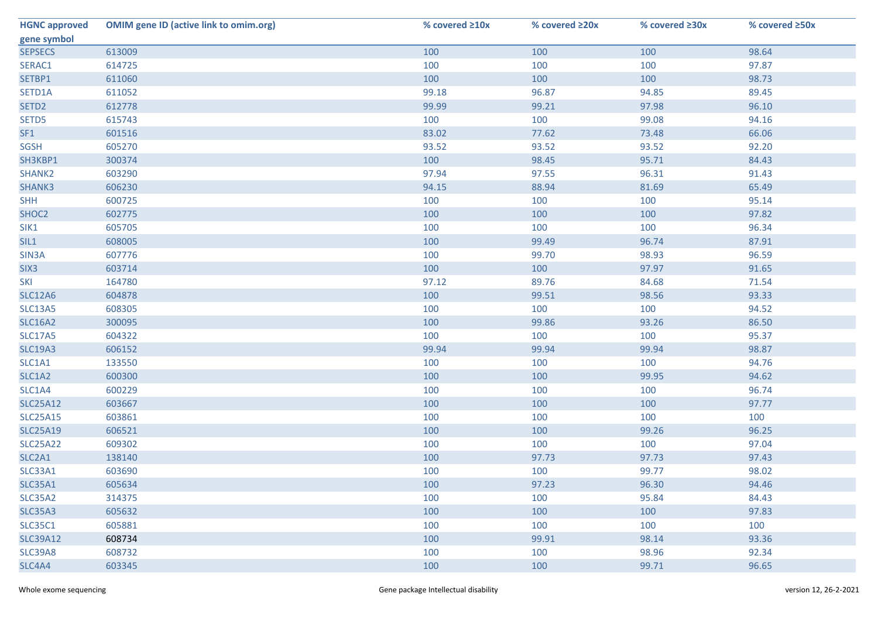| HGNC approved gene symbol | OMIM gene ID (active link to omim.org) | % covered ≥10x | % covered ≥20x | % covered ≥30x | % covered ≥50x |
|---|---|---|---|---|---|
| SEPSECS | 613009 | 100 | 100 | 100 | 98.64 |
| SERAC1 | 614725 | 100 | 100 | 100 | 97.87 |
| SETBP1 | 611060 | 100 | 100 | 100 | 98.73 |
| SETD1A | 611052 | 99.18 | 96.87 | 94.85 | 89.45 |
| SETD2 | 612778 | 99.99 | 99.21 | 97.98 | 96.10 |
| SETD5 | 615743 | 100 | 100 | 99.08 | 94.16 |
| SF1 | 601516 | 83.02 | 77.62 | 73.48 | 66.06 |
| SGSH | 605270 | 93.52 | 93.52 | 93.52 | 92.20 |
| SH3KBP1 | 300374 | 100 | 98.45 | 95.71 | 84.43 |
| SHANK2 | 603290 | 97.94 | 97.55 | 96.31 | 91.43 |
| SHANK3 | 606230 | 94.15 | 88.94 | 81.69 | 65.49 |
| SHH | 600725 | 100 | 100 | 100 | 95.14 |
| SHOC2 | 602775 | 100 | 100 | 100 | 97.82 |
| SIK1 | 605705 | 100 | 100 | 100 | 96.34 |
| SIL1 | 608005 | 100 | 99.49 | 96.74 | 87.91 |
| SIN3A | 607776 | 100 | 99.70 | 98.93 | 96.59 |
| SIX3 | 603714 | 100 | 100 | 97.97 | 91.65 |
| SKI | 164780 | 97.12 | 89.76 | 84.68 | 71.54 |
| SLC12A6 | 604878 | 100 | 99.51 | 98.56 | 93.33 |
| SLC13A5 | 608305 | 100 | 100 | 100 | 94.52 |
| SLC16A2 | 300095 | 100 | 99.86 | 93.26 | 86.50 |
| SLC17A5 | 604322 | 100 | 100 | 100 | 95.37 |
| SLC19A3 | 606152 | 99.94 | 99.94 | 99.94 | 98.87 |
| SLC1A1 | 133550 | 100 | 100 | 100 | 94.76 |
| SLC1A2 | 600300 | 100 | 100 | 99.95 | 94.62 |
| SLC1A4 | 600229 | 100 | 100 | 100 | 96.74 |
| SLC25A12 | 603667 | 100 | 100 | 100 | 97.77 |
| SLC25A15 | 603861 | 100 | 100 | 100 | 100 |
| SLC25A19 | 606521 | 100 | 100 | 99.26 | 96.25 |
| SLC25A22 | 609302 | 100 | 100 | 100 | 97.04 |
| SLC2A1 | 138140 | 100 | 97.73 | 97.73 | 97.43 |
| SLC33A1 | 603690 | 100 | 100 | 99.77 | 98.02 |
| SLC35A1 | 605634 | 100 | 97.23 | 96.30 | 94.46 |
| SLC35A2 | 314375 | 100 | 100 | 95.84 | 84.43 |
| SLC35A3 | 605632 | 100 | 100 | 100 | 97.83 |
| SLC35C1 | 605881 | 100 | 100 | 100 | 100 |
| SLC39A12 | 608734 | 100 | 99.91 | 98.14 | 93.36 |
| SLC39A8 | 608732 | 100 | 100 | 98.96 | 92.34 |
| SLC4A4 | 603345 | 100 | 100 | 99.71 | 96.65 |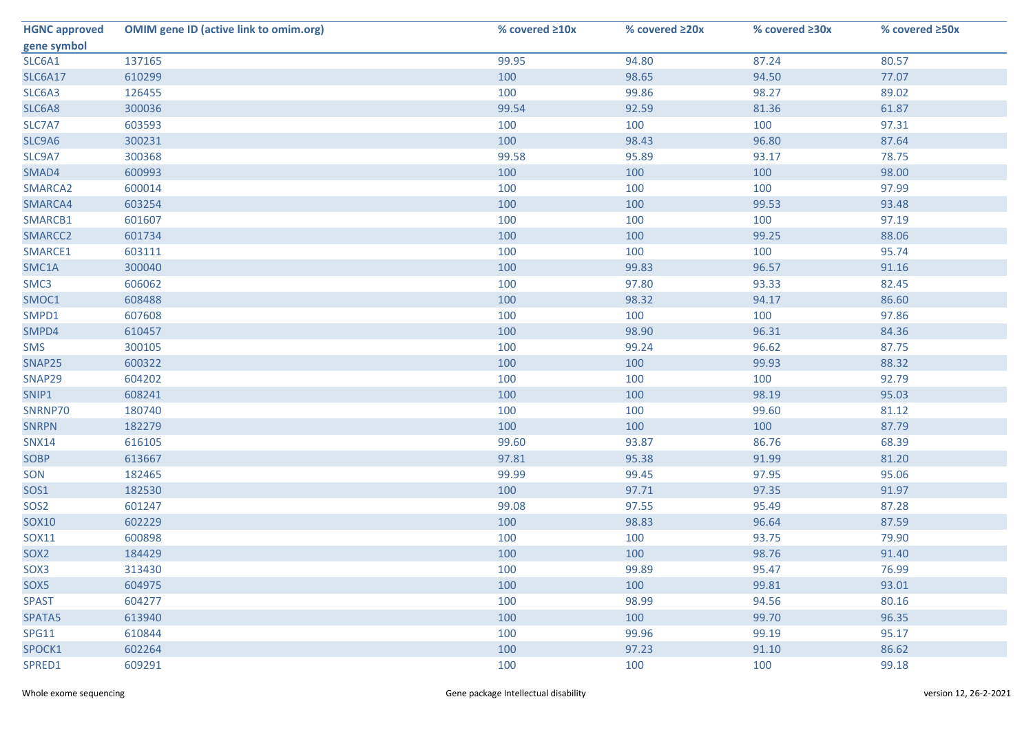| HGNC approved gene symbol | OMIM gene ID (active link to omim.org) | % covered ≥10x | % covered ≥20x | % covered ≥30x | % covered ≥50x |
|---|---|---|---|---|---|
| SLC6A1 | 137165 | 99.95 | 94.80 | 87.24 | 80.57 |
| SLC6A17 | 610299 | 100 | 98.65 | 94.50 | 77.07 |
| SLC6A3 | 126455 | 100 | 99.86 | 98.27 | 89.02 |
| SLC6A8 | 300036 | 99.54 | 92.59 | 81.36 | 61.87 |
| SLC7A7 | 603593 | 100 | 100 | 100 | 97.31 |
| SLC9A6 | 300231 | 100 | 98.43 | 96.80 | 87.64 |
| SLC9A7 | 300368 | 99.58 | 95.89 | 93.17 | 78.75 |
| SMAD4 | 600993 | 100 | 100 | 100 | 98.00 |
| SMARCA2 | 600014 | 100 | 100 | 100 | 97.99 |
| SMARCA4 | 603254 | 100 | 100 | 99.53 | 93.48 |
| SMARCB1 | 601607 | 100 | 100 | 100 | 97.19 |
| SMARCC2 | 601734 | 100 | 100 | 99.25 | 88.06 |
| SMARCE1 | 603111 | 100 | 100 | 100 | 95.74 |
| SMC1A | 300040 | 100 | 99.83 | 96.57 | 91.16 |
| SMC3 | 606062 | 100 | 97.80 | 93.33 | 82.45 |
| SMOC1 | 608488 | 100 | 98.32 | 94.17 | 86.60 |
| SMPD1 | 607608 | 100 | 100 | 100 | 97.86 |
| SMPD4 | 610457 | 100 | 98.90 | 96.31 | 84.36 |
| SMS | 300105 | 100 | 99.24 | 96.62 | 87.75 |
| SNAP25 | 600322 | 100 | 100 | 99.93 | 88.32 |
| SNAP29 | 604202 | 100 | 100 | 100 | 92.79 |
| SNIP1 | 608241 | 100 | 100 | 98.19 | 95.03 |
| SNRNP70 | 180740 | 100 | 100 | 99.60 | 81.12 |
| SNRPN | 182279 | 100 | 100 | 100 | 87.79 |
| SNX14 | 616105 | 99.60 | 93.87 | 86.76 | 68.39 |
| SOBP | 613667 | 97.81 | 95.38 | 91.99 | 81.20 |
| SON | 182465 | 99.99 | 99.45 | 97.95 | 95.06 |
| SOS1 | 182530 | 100 | 97.71 | 97.35 | 91.97 |
| SOS2 | 601247 | 99.08 | 97.55 | 95.49 | 87.28 |
| SOX10 | 602229 | 100 | 98.83 | 96.64 | 87.59 |
| SOX11 | 600898 | 100 | 100 | 93.75 | 79.90 |
| SOX2 | 184429 | 100 | 100 | 98.76 | 91.40 |
| SOX3 | 313430 | 100 | 99.89 | 95.47 | 76.99 |
| SOX5 | 604975 | 100 | 100 | 99.81 | 93.01 |
| SPAST | 604277 | 100 | 98.99 | 94.56 | 80.16 |
| SPATA5 | 613940 | 100 | 100 | 99.70 | 96.35 |
| SPG11 | 610844 | 100 | 99.96 | 99.19 | 95.17 |
| SPOCK1 | 602264 | 100 | 97.23 | 91.10 | 86.62 |
| SPRED1 | 609291 | 100 | 100 | 100 | 99.18 |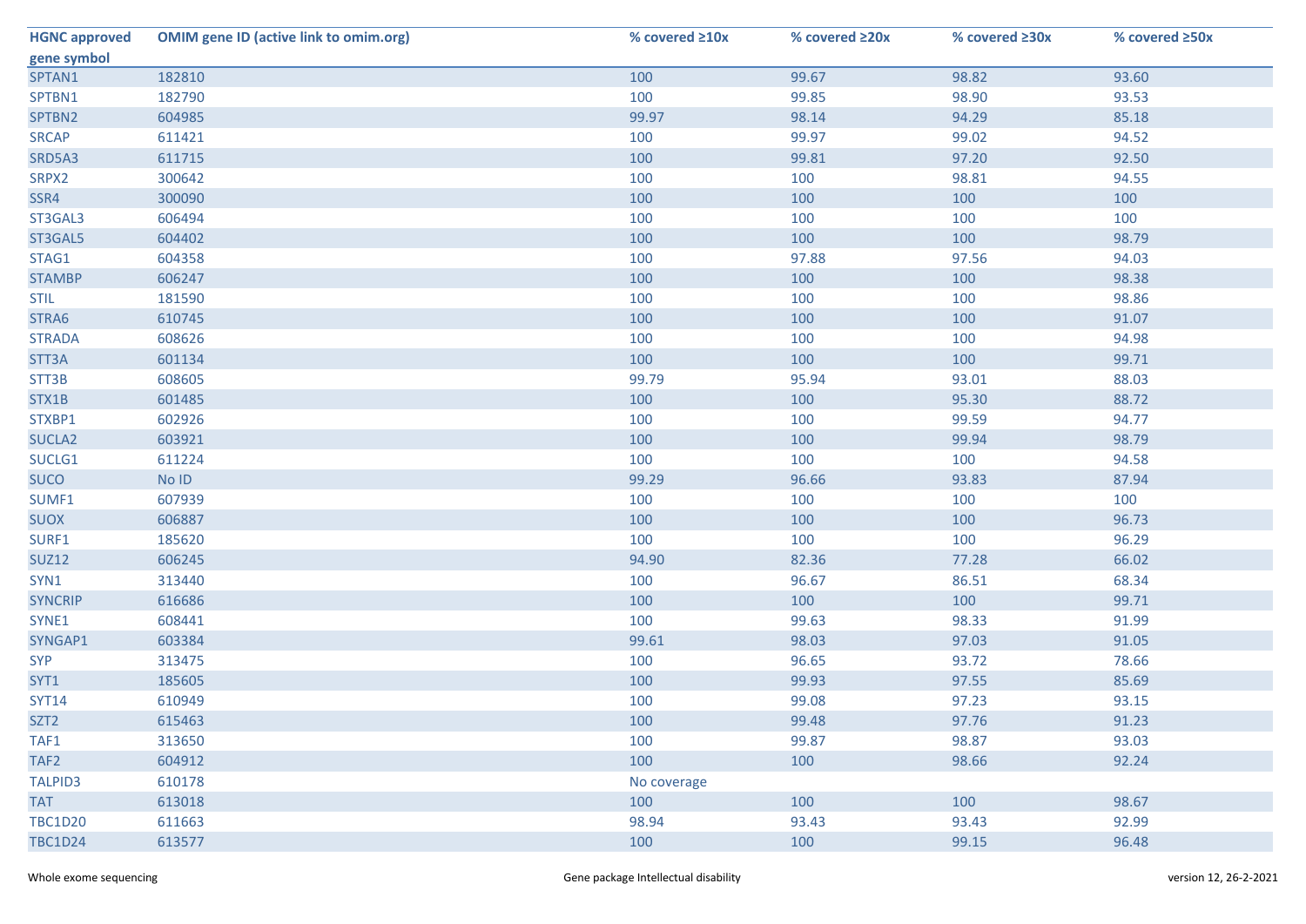| HGNC approved gene symbol | OMIM gene ID (active link to omim.org) | % covered ≥10x | % covered ≥20x | % covered ≥30x | % covered ≥50x |
|---|---|---|---|---|---|
| SPTAN1 | 182810 | 100 | 99.67 | 98.82 | 93.60 |
| SPTBN1 | 182790 | 100 | 99.85 | 98.90 | 93.53 |
| SPTBN2 | 604985 | 99.97 | 98.14 | 94.29 | 85.18 |
| SRCAP | 611421 | 100 | 99.97 | 99.02 | 94.52 |
| SRD5A3 | 611715 | 100 | 99.81 | 97.20 | 92.50 |
| SRPX2 | 300642 | 100 | 100 | 98.81 | 94.55 |
| SSR4 | 300090 | 100 | 100 | 100 | 100 |
| ST3GAL3 | 606494 | 100 | 100 | 100 | 100 |
| ST3GAL5 | 604402 | 100 | 100 | 100 | 98.79 |
| STAG1 | 604358 | 100 | 97.88 | 97.56 | 94.03 |
| STAMBP | 606247 | 100 | 100 | 100 | 98.38 |
| STIL | 181590 | 100 | 100 | 100 | 98.86 |
| STRA6 | 610745 | 100 | 100 | 100 | 91.07 |
| STRADA | 608626 | 100 | 100 | 100 | 94.98 |
| STT3A | 601134 | 100 | 100 | 100 | 99.71 |
| STT3B | 608605 | 99.79 | 95.94 | 93.01 | 88.03 |
| STX1B | 601485 | 100 | 100 | 95.30 | 88.72 |
| STXBP1 | 602926 | 100 | 100 | 99.59 | 94.77 |
| SUCLA2 | 603921 | 100 | 100 | 99.94 | 98.79 |
| SUCLG1 | 611224 | 100 | 100 | 100 | 94.58 |
| SUCO | No ID | 99.29 | 96.66 | 93.83 | 87.94 |
| SUMF1 | 607939 | 100 | 100 | 100 | 100 |
| SUOX | 606887 | 100 | 100 | 100 | 96.73 |
| SURF1 | 185620 | 100 | 100 | 100 | 96.29 |
| SUZ12 | 606245 | 94.90 | 82.36 | 77.28 | 66.02 |
| SYN1 | 313440 | 100 | 96.67 | 86.51 | 68.34 |
| SYNCRIP | 616686 | 100 | 100 | 100 | 99.71 |
| SYNE1 | 608441 | 100 | 99.63 | 98.33 | 91.99 |
| SYNGAP1 | 603384 | 99.61 | 98.03 | 97.03 | 91.05 |
| SYP | 313475 | 100 | 96.65 | 93.72 | 78.66 |
| SYT1 | 185605 | 100 | 99.93 | 97.55 | 85.69 |
| SYT14 | 610949 | 100 | 99.08 | 97.23 | 93.15 |
| SZT2 | 615463 | 100 | 99.48 | 97.76 | 91.23 |
| TAF1 | 313650 | 100 | 99.87 | 98.87 | 93.03 |
| TAF2 | 604912 | 100 | 100 | 98.66 | 92.24 |
| TALPID3 | 610178 | No coverage | | | |
| TAT | 613018 | 100 | 100 | 100 | 98.67 |
| TBC1D20 | 611663 | 98.94 | 93.43 | 93.43 | 92.99 |
| TBC1D24 | 613577 | 100 | 100 | 99.15 | 96.48 |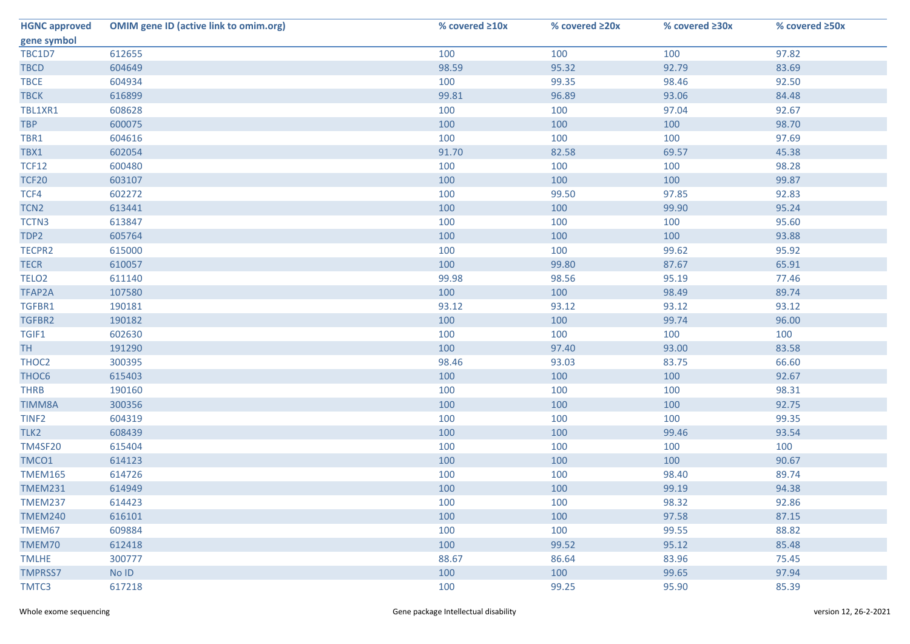| HGNC approved gene symbol | OMIM gene ID (active link to omim.org) | % covered ≥10x | % covered ≥20x | % covered ≥30x | % covered ≥50x |
|---|---|---|---|---|---|
| TBC1D7 | 612655 | 100 | 100 | 100 | 97.82 |
| TBCD | 604649 | 98.59 | 95.32 | 92.79 | 83.69 |
| TBCE | 604934 | 100 | 99.35 | 98.46 | 92.50 |
| TBCK | 616899 | 99.81 | 96.89 | 93.06 | 84.48 |
| TBL1XR1 | 608628 | 100 | 100 | 97.04 | 92.67 |
| TBP | 600075 | 100 | 100 | 100 | 98.70 |
| TBR1 | 604616 | 100 | 100 | 100 | 97.69 |
| TBX1 | 602054 | 91.70 | 82.58 | 69.57 | 45.38 |
| TCF12 | 600480 | 100 | 100 | 100 | 98.28 |
| TCF20 | 603107 | 100 | 100 | 100 | 99.87 |
| TCF4 | 602272 | 100 | 99.50 | 97.85 | 92.83 |
| TCN2 | 613441 | 100 | 100 | 99.90 | 95.24 |
| TCTN3 | 613847 | 100 | 100 | 100 | 95.60 |
| TDP2 | 605764 | 100 | 100 | 100 | 93.88 |
| TECPR2 | 615000 | 100 | 100 | 99.62 | 95.92 |
| TECR | 610057 | 100 | 99.80 | 87.67 | 65.91 |
| TELO2 | 611140 | 99.98 | 98.56 | 95.19 | 77.46 |
| TFAP2A | 107580 | 100 | 100 | 98.49 | 89.74 |
| TGFBR1 | 190181 | 93.12 | 93.12 | 93.12 | 93.12 |
| TGFBR2 | 190182 | 100 | 100 | 99.74 | 96.00 |
| TGIF1 | 602630 | 100 | 100 | 100 | 100 |
| TH | 191290 | 100 | 97.40 | 93.00 | 83.58 |
| THOC2 | 300395 | 98.46 | 93.03 | 83.75 | 66.60 |
| THOC6 | 615403 | 100 | 100 | 100 | 92.67 |
| THRB | 190160 | 100 | 100 | 100 | 98.31 |
| TIMM8A | 300356 | 100 | 100 | 100 | 92.75 |
| TINF2 | 604319 | 100 | 100 | 100 | 99.35 |
| TLK2 | 608439 | 100 | 100 | 99.46 | 93.54 |
| TM4SF20 | 615404 | 100 | 100 | 100 | 100 |
| TMCO1 | 614123 | 100 | 100 | 100 | 90.67 |
| TMEM165 | 614726 | 100 | 100 | 98.40 | 89.74 |
| TMEM231 | 614949 | 100 | 100 | 99.19 | 94.38 |
| TMEM237 | 614423 | 100 | 100 | 98.32 | 92.86 |
| TMEM240 | 616101 | 100 | 100 | 97.58 | 87.15 |
| TMEM67 | 609884 | 100 | 100 | 99.55 | 88.82 |
| TMEM70 | 612418 | 100 | 99.52 | 95.12 | 85.48 |
| TMLHE | 300777 | 88.67 | 86.64 | 83.96 | 75.45 |
| TMPRSS7 | No ID | 100 | 100 | 99.65 | 97.94 |
| TMTC3 | 617218 | 100 | 99.25 | 95.90 | 85.39 |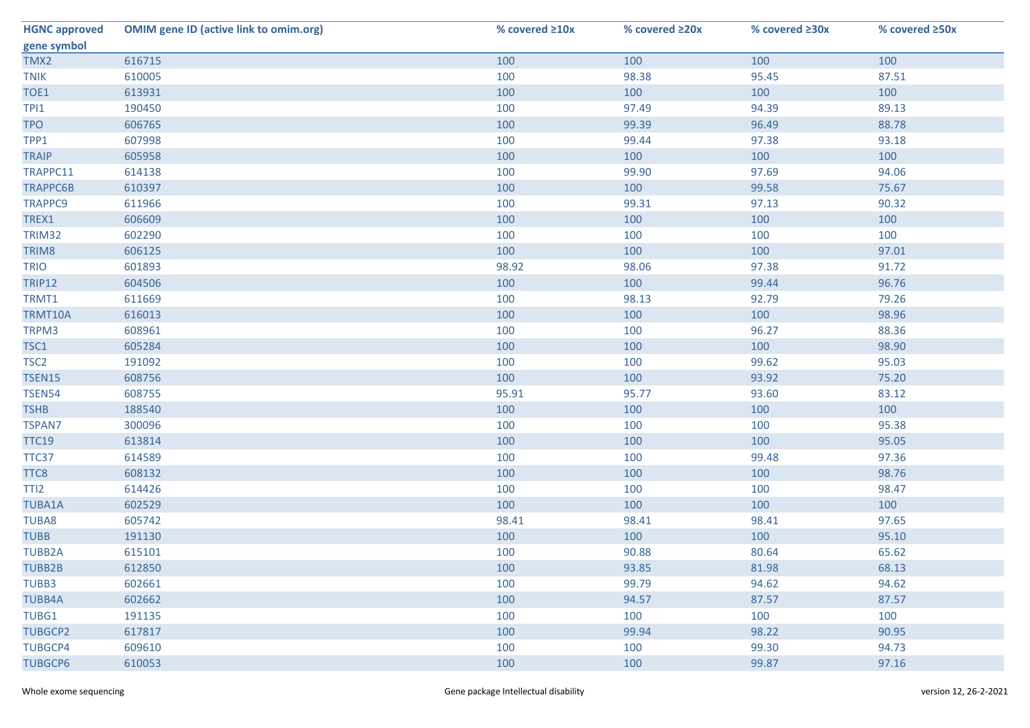| HGNC approved gene symbol | OMIM gene ID (active link to omim.org) | % covered ≥10x | % covered ≥20x | % covered ≥30x | % covered ≥50x |
|---|---|---|---|---|---|
| TMX2 | 616715 | 100 | 100 | 100 | 100 |
| TNIK | 610005 | 100 | 98.38 | 95.45 | 87.51 |
| TOE1 | 613931 | 100 | 100 | 100 | 100 |
| TPI1 | 190450 | 100 | 97.49 | 94.39 | 89.13 |
| TPO | 606765 | 100 | 99.39 | 96.49 | 88.78 |
| TPP1 | 607998 | 100 | 99.44 | 97.38 | 93.18 |
| TRAIP | 605958 | 100 | 100 | 100 | 100 |
| TRAPPC11 | 614138 | 100 | 99.90 | 97.69 | 94.06 |
| TRAPPC6B | 610397 | 100 | 100 | 99.58 | 75.67 |
| TRAPPC9 | 611966 | 100 | 99.31 | 97.13 | 90.32 |
| TREX1 | 606609 | 100 | 100 | 100 | 100 |
| TRIM32 | 602290 | 100 | 100 | 100 | 100 |
| TRIM8 | 606125 | 100 | 100 | 100 | 97.01 |
| TRIO | 601893 | 98.92 | 98.06 | 97.38 | 91.72 |
| TRIP12 | 604506 | 100 | 100 | 99.44 | 96.76 |
| TRMT1 | 611669 | 100 | 98.13 | 92.79 | 79.26 |
| TRMT10A | 616013 | 100 | 100 | 100 | 98.96 |
| TRPM3 | 608961 | 100 | 100 | 96.27 | 88.36 |
| TSC1 | 605284 | 100 | 100 | 100 | 98.90 |
| TSC2 | 191092 | 100 | 100 | 99.62 | 95.03 |
| TSEN15 | 608756 | 100 | 100 | 93.92 | 75.20 |
| TSEN54 | 608755 | 95.91 | 95.77 | 93.60 | 83.12 |
| TSHB | 188540 | 100 | 100 | 100 | 100 |
| TSPAN7 | 300096 | 100 | 100 | 100 | 95.38 |
| TTC19 | 613814 | 100 | 100 | 100 | 95.05 |
| TTC37 | 614589 | 100 | 100 | 99.48 | 97.36 |
| TTC8 | 608132 | 100 | 100 | 100 | 98.76 |
| TTI2 | 614426 | 100 | 100 | 100 | 98.47 |
| TUBA1A | 602529 | 100 | 100 | 100 | 100 |
| TUBA8 | 605742 | 98.41 | 98.41 | 98.41 | 97.65 |
| TUBB | 191130 | 100 | 100 | 100 | 95.10 |
| TUBB2A | 615101 | 100 | 90.88 | 80.64 | 65.62 |
| TUBB2B | 612850 | 100 | 93.85 | 81.98 | 68.13 |
| TUBB3 | 602661 | 100 | 99.79 | 94.62 | 94.62 |
| TUBB4A | 602662 | 100 | 94.57 | 87.57 | 87.57 |
| TUBG1 | 191135 | 100 | 100 | 100 | 100 |
| TUBGCP2 | 617817 | 100 | 99.94 | 98.22 | 90.95 |
| TUBGCP4 | 609610 | 100 | 100 | 99.30 | 94.73 |
| TUBGCP6 | 610053 | 100 | 100 | 99.87 | 97.16 |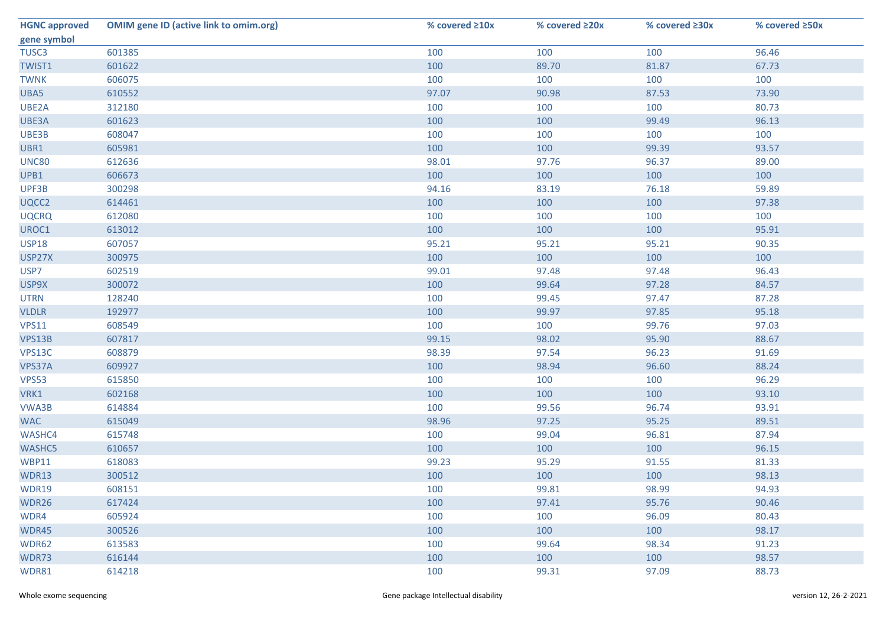| HGNC approved gene symbol | OMIM gene ID (active link to omim.org) | % covered ≥10x | % covered ≥20x | % covered ≥30x | % covered ≥50x |
|---|---|---|---|---|---|
| TUSC3 | 601385 | 100 | 100 | 100 | 96.46 |
| TWIST1 | 601622 | 100 | 89.70 | 81.87 | 67.73 |
| TWNK | 606075 | 100 | 100 | 100 | 100 |
| UBA5 | 610552 | 97.07 | 90.98 | 87.53 | 73.90 |
| UBE2A | 312180 | 100 | 100 | 100 | 80.73 |
| UBE3A | 601623 | 100 | 100 | 99.49 | 96.13 |
| UBE3B | 608047 | 100 | 100 | 100 | 100 |
| UBR1 | 605981 | 100 | 100 | 99.39 | 93.57 |
| UNC80 | 612636 | 98.01 | 97.76 | 96.37 | 89.00 |
| UPB1 | 606673 | 100 | 100 | 100 | 100 |
| UPF3B | 300298 | 94.16 | 83.19 | 76.18 | 59.89 |
| UQCC2 | 614461 | 100 | 100 | 100 | 97.38 |
| UQCRQ | 612080 | 100 | 100 | 100 | 100 |
| UROC1 | 613012 | 100 | 100 | 100 | 95.91 |
| USP18 | 607057 | 95.21 | 95.21 | 95.21 | 90.35 |
| USP27X | 300975 | 100 | 100 | 100 | 100 |
| USP7 | 602519 | 99.01 | 97.48 | 97.48 | 96.43 |
| USP9X | 300072 | 100 | 99.64 | 97.28 | 84.57 |
| UTRN | 128240 | 100 | 99.45 | 97.47 | 87.28 |
| VLDLR | 192977 | 100 | 99.97 | 97.85 | 95.18 |
| VPS11 | 608549 | 100 | 100 | 99.76 | 97.03 |
| VPS13B | 607817 | 99.15 | 98.02 | 95.90 | 88.67 |
| VPS13C | 608879 | 98.39 | 97.54 | 96.23 | 91.69 |
| VPS37A | 609927 | 100 | 98.94 | 96.60 | 88.24 |
| VPS53 | 615850 | 100 | 100 | 100 | 96.29 |
| VRK1 | 602168 | 100 | 100 | 100 | 93.10 |
| VWA3B | 614884 | 100 | 99.56 | 96.74 | 93.91 |
| WAC | 615049 | 98.96 | 97.25 | 95.25 | 89.51 |
| WASHC4 | 615748 | 100 | 99.04 | 96.81 | 87.94 |
| WASHC5 | 610657 | 100 | 100 | 100 | 96.15 |
| WBP11 | 618083 | 99.23 | 95.29 | 91.55 | 81.33 |
| WDR13 | 300512 | 100 | 100 | 100 | 98.13 |
| WDR19 | 608151 | 100 | 99.81 | 98.99 | 94.93 |
| WDR26 | 617424 | 100 | 97.41 | 95.76 | 90.46 |
| WDR4 | 605924 | 100 | 100 | 96.09 | 80.43 |
| WDR45 | 300526 | 100 | 100 | 100 | 98.17 |
| WDR62 | 613583 | 100 | 99.64 | 98.34 | 91.23 |
| WDR73 | 616144 | 100 | 100 | 100 | 98.57 |
| WDR81 | 614218 | 100 | 99.31 | 97.09 | 88.73 |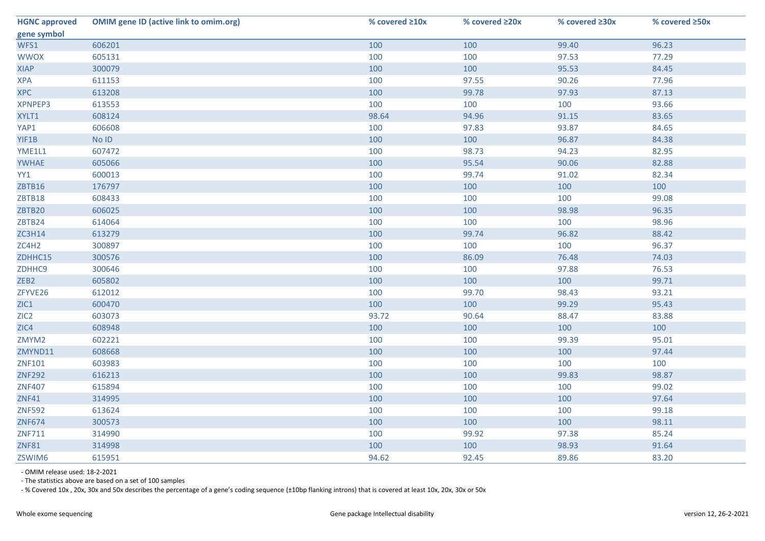| HGNC approved gene symbol | OMIM gene ID (active link to omim.org) | % covered ≥10x | % covered ≥20x | % covered ≥30x | % covered ≥50x |
|---|---|---|---|---|---|
| WFS1 | 606201 | 100 | 100 | 99.40 | 96.23 |
| WWOX | 605131 | 100 | 100 | 97.53 | 77.29 |
| XIAP | 300079 | 100 | 100 | 95.53 | 84.45 |
| XPA | 611153 | 100 | 97.55 | 90.26 | 77.96 |
| XPC | 613208 | 100 | 99.78 | 97.93 | 87.13 |
| XPNPEP3 | 613553 | 100 | 100 | 100 | 93.66 |
| XYLT1 | 608124 | 98.64 | 94.96 | 91.15 | 83.65 |
| YAP1 | 606608 | 100 | 97.83 | 93.87 | 84.65 |
| YIF1B | No ID | 100 | 100 | 96.87 | 84.38 |
| YME1L1 | 607472 | 100 | 98.73 | 94.23 | 82.95 |
| YWHAE | 605066 | 100 | 95.54 | 90.06 | 82.88 |
| YY1 | 600013 | 100 | 99.74 | 91.02 | 82.34 |
| ZBTB16 | 176797 | 100 | 100 | 100 | 100 |
| ZBTB18 | 608433 | 100 | 100 | 100 | 99.08 |
| ZBTB20 | 606025 | 100 | 100 | 98.98 | 96.35 |
| ZBTB24 | 614064 | 100 | 100 | 100 | 98.96 |
| ZC3H14 | 613279 | 100 | 99.74 | 96.82 | 88.42 |
| ZC4H2 | 300897 | 100 | 100 | 100 | 96.37 |
| ZDHHC15 | 300576 | 100 | 86.09 | 76.48 | 74.03 |
| ZDHHC9 | 300646 | 100 | 100 | 97.88 | 76.53 |
| ZEB2 | 605802 | 100 | 100 | 100 | 99.71 |
| ZFYVE26 | 612012 | 100 | 99.70 | 98.43 | 93.21 |
| ZIC1 | 600470 | 100 | 100 | 99.29 | 95.43 |
| ZIC2 | 603073 | 93.72 | 90.64 | 88.47 | 83.88 |
| ZIC4 | 608948 | 100 | 100 | 100 | 100 |
| ZMYM2 | 602221 | 100 | 100 | 99.39 | 95.01 |
| ZMYND11 | 608668 | 100 | 100 | 100 | 97.44 |
| ZNF101 | 603983 | 100 | 100 | 100 | 100 |
| ZNF292 | 616213 | 100 | 100 | 99.83 | 98.87 |
| ZNF407 | 615894 | 100 | 100 | 100 | 99.02 |
| ZNF41 | 314995 | 100 | 100 | 100 | 97.64 |
| ZNF592 | 613624 | 100 | 100 | 100 | 99.18 |
| ZNF674 | 300573 | 100 | 100 | 100 | 98.11 |
| ZNF711 | 314990 | 100 | 99.92 | 97.38 | 85.24 |
| ZNF81 | 314998 | 100 | 100 | 98.93 | 91.64 |
| ZSWIM6 | 615951 | 94.62 | 92.45 | 89.86 | 83.20 |

- OMIM release used: 18-2-2021
- The statistics above are based on a set of 100 samples
- % Covered 10x , 20x, 30x and 50x describes the percentage of a gene's coding sequence (±10bp flanking introns) that is covered at least 10x, 20x, 30x or 50x